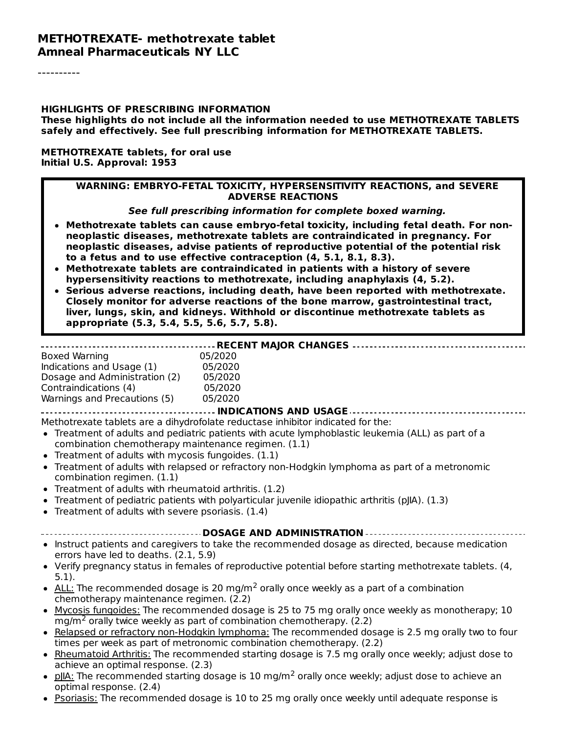**METHOTREXATE- methotrexate tablet**
**Amneal Pharmaceuticals NY LLC**

----------

**HIGHLIGHTS OF PRESCRIBING INFORMATION**
**These highlights do not include all the information needed to use METHOTREXATE TABLETS safely and effectively. See full prescribing information for METHOTREXATE TABLETS.**

**METHOTREXATE tablets, for oral use**
**Initial U.S. Approval: 1953**

**WARNING: EMBRYO-FETAL TOXICITY, HYPERSENSITIVITY REACTIONS, and SEVERE ADVERSE REACTIONS**

***See full prescribing information for complete boxed warning.***

- **Methotrexate tablets can cause embryo-fetal toxicity, including fetal death. For non-neoplastic diseases, methotrexate tablets are contraindicated in pregnancy. For neoplastic diseases, advise patients of reproductive potential of the potential risk to a fetus and to use effective contraception (4, 5.1, 8.1, 8.3).**
- **Methotrexate tablets are contraindicated in patients with a history of severe hypersensitivity reactions to methotrexate, including anaphylaxis (4, 5.2).**
- **Serious adverse reactions, including death, have been reported with methotrexate. Closely monitor for adverse reactions of the bone marrow, gastrointestinal tract, liver, lungs, skin, and kidneys. Withhold or discontinue methotrexate tablets as appropriate (5.3, 5.4, 5.5, 5.6, 5.7, 5.8).**

**RECENT MAJOR CHANGES**

| | |
|---|---|
| Boxed Warning | 05/2020 |
| Indications and Usage (1) | 05/2020 |
| Dosage and Administration (2) | 05/2020 |
| Contraindications (4) | 05/2020 |
| Warnings and Precautions (5) | 05/2020 |

**INDICATIONS AND USAGE**

Methotrexate tablets are a dihydrofolate reductase inhibitor indicated for the:

- Treatment of adults and pediatric patients with acute lymphoblastic leukemia (ALL) as part of a combination chemotherapy maintenance regimen. (1.1)
- Treatment of adults with mycosis fungoides. (1.1)
- Treatment of adults with relapsed or refractory non-Hodgkin lymphoma as part of a metronomic combination regimen. (1.1)
- Treatment of adults with rheumatoid arthritis. (1.2)
- Treatment of pediatric patients with polyarticular juvenile idiopathic arthritis (pJIA). (1.3)
- Treatment of adults with severe psoriasis. (1.4)

**DOSAGE AND ADMINISTRATION**

- Instruct patients and caregivers to take the recommended dosage as directed, because medication errors have led to deaths. (2.1, 5.9)
- Verify pregnancy status in females of reproductive potential before starting methotrexate tablets. (4, 5.1).
- ALL: The recommended dosage is 20 mg/m$^2$ orally once weekly as a part of a combination chemotherapy maintenance regimen. (2.2)
- Mycosis fungoides: The recommended dosage is 25 to 75 mg orally once weekly as monotherapy; 10 mg/m$^2$ orally twice weekly as part of combination chemotherapy. (2.2)
- Relapsed or refractory non-Hodgkin lymphoma: The recommended dosage is 2.5 mg orally two to four times per week as part of metronomic combination chemotherapy. (2.2)
- Rheumatoid Arthritis: The recommended starting dosage is 7.5 mg orally once weekly; adjust dose to achieve an optimal response. (2.3)
- pJIA: The recommended starting dosage is 10 mg/m$^2$ orally once weekly; adjust dose to achieve an optimal response. (2.4)
- Psoriasis: The recommended dosage is 10 to 25 mg orally once weekly until adequate response is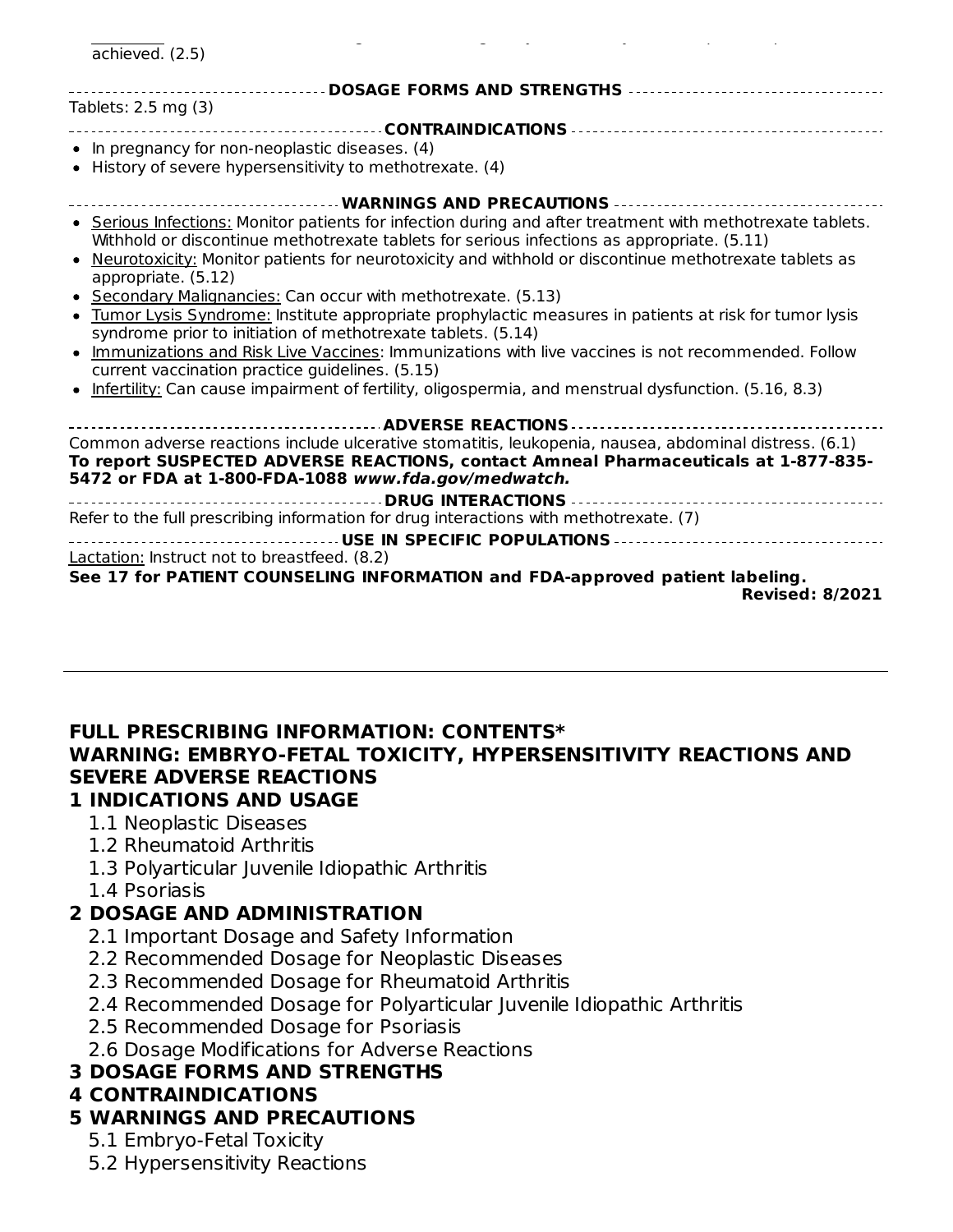achieved. (2.5)

**DOSAGE FORMS AND STRENGTHS**

Tablets: 2.5 mg (3)

**CONTRAINDICATIONS**

- In pregnancy for non-neoplastic diseases. (4)
- History of severe hypersensitivity to methotrexate. (4)

**WARNINGS AND PRECAUTIONS**

- Serious Infections: Monitor patients for infection during and after treatment with methotrexate tablets. Withhold or discontinue methotrexate tablets for serious infections as appropriate. (5.11)
- Neurotoxicity: Monitor patients for neurotoxicity and withhold or discontinue methotrexate tablets as appropriate. (5.12)
- Secondary Malignancies: Can occur with methotrexate. (5.13)
- Tumor Lysis Syndrome: Institute appropriate prophylactic measures in patients at risk for tumor lysis syndrome prior to initiation of methotrexate tablets. (5.14)
- Immunizations and Risk Live Vaccines: Immunizations with live vaccines is not recommended. Follow current vaccination practice guidelines. (5.15)
- Infertility: Can cause impairment of fertility, oligospermia, and menstrual dysfunction. (5.16, 8.3)

**ADVERSE REACTIONS**

Common adverse reactions include ulcerative stomatitis, leukopenia, nausea, abdominal distress. (6.1)

**To report SUSPECTED ADVERSE REACTIONS, contact Amneal Pharmaceuticals at 1-877-835-5472 or FDA at 1-800-FDA-1088 *www.fda.gov/medwatch.***

**DRUG INTERACTIONS**

Refer to the full prescribing information for drug interactions with methotrexate. (7)

**USE IN SPECIFIC POPULATIONS**

Lactation: Instruct not to breastfeed. (8.2)

**See 17 for PATIENT COUNSELING INFORMATION and FDA-approved patient labeling.**

**Revised: 8/2021**

---

## FULL PRESCRIBING INFORMATION: CONTENTS*

## WARNING: EMBRYO-FETAL TOXICITY, HYPERSENSITIVITY REACTIONS AND SEVERE ADVERSE REACTIONS

## 1 INDICATIONS AND USAGE

- 1.1 Neoplastic Diseases
- 1.2 Rheumatoid Arthritis
- 1.3 Polyarticular Juvenile Idiopathic Arthritis
- 1.4 Psoriasis

## 2 DOSAGE AND ADMINISTRATION

- 2.1 Important Dosage and Safety Information
- 2.2 Recommended Dosage for Neoplastic Diseases
- 2.3 Recommended Dosage for Rheumatoid Arthritis
- 2.4 Recommended Dosage for Polyarticular Juvenile Idiopathic Arthritis
- 2.5 Recommended Dosage for Psoriasis
- 2.6 Dosage Modifications for Adverse Reactions

## 3 DOSAGE FORMS AND STRENGTHS

## 4 CONTRAINDICATIONS

## 5 WARNINGS AND PRECAUTIONS

- 5.1 Embryo-Fetal Toxicity
- 5.2 Hypersensitivity Reactions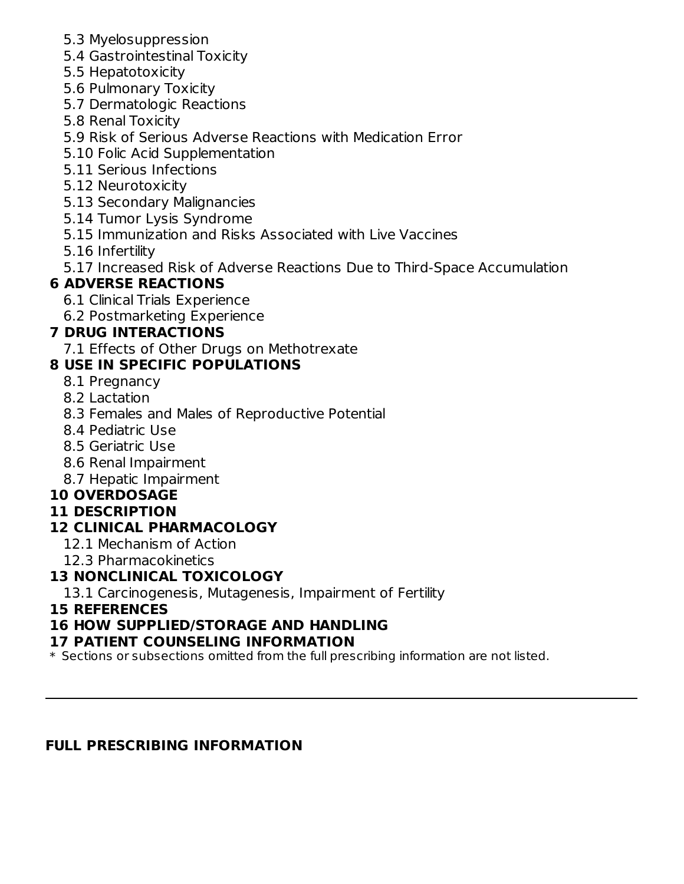5.3 Myelosuppression
5.4 Gastrointestinal Toxicity
5.5 Hepatotoxicity
5.6 Pulmonary Toxicity
5.7 Dermatologic Reactions
5.8 Renal Toxicity
5.9 Risk of Serious Adverse Reactions with Medication Error
5.10 Folic Acid Supplementation
5.11 Serious Infections
5.12 Neurotoxicity
5.13 Secondary Malignancies
5.14 Tumor Lysis Syndrome
5.15 Immunization and Risks Associated with Live Vaccines
5.16 Infertility
5.17 Increased Risk of Adverse Reactions Due to Third-Space Accumulation

**6 ADVERSE REACTIONS**

6.1 Clinical Trials Experience
6.2 Postmarketing Experience

**7 DRUG INTERACTIONS**

7.1 Effects of Other Drugs on Methotrexate

**8 USE IN SPECIFIC POPULATIONS**

8.1 Pregnancy
8.2 Lactation
8.3 Females and Males of Reproductive Potential
8.4 Pediatric Use
8.5 Geriatric Use
8.6 Renal Impairment
8.7 Hepatic Impairment

**10 OVERDOSAGE**

**11 DESCRIPTION**

**12 CLINICAL PHARMACOLOGY**

12.1 Mechanism of Action
12.3 Pharmacokinetics

**13 NONCLINICAL TOXICOLOGY**

13.1 Carcinogenesis, Mutagenesis, Impairment of Fertility

**15 REFERENCES**

**16 HOW SUPPLIED/STORAGE AND HANDLING**

**17 PATIENT COUNSELING INFORMATION**

* Sections or subsections omitted from the full prescribing information are not listed.

---

## FULL PRESCRIBING INFORMATION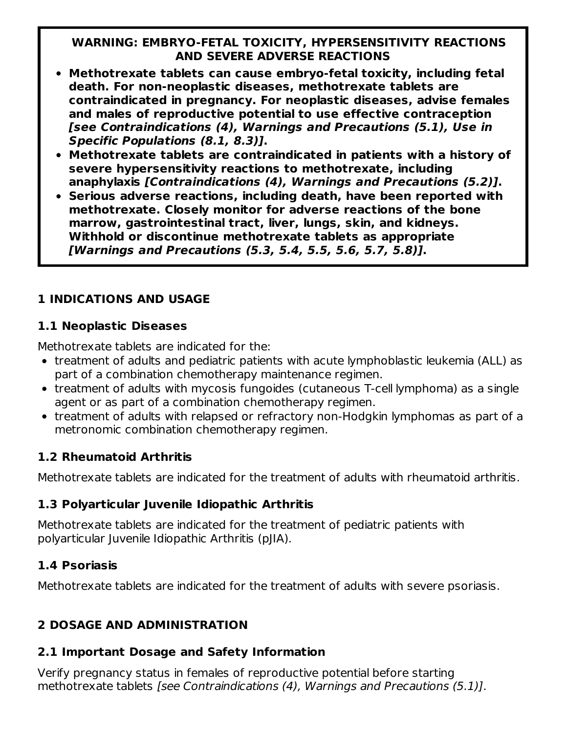**WARNING: EMBRYO-FETAL TOXICITY, HYPERSENSITIVITY REACTIONS AND SEVERE ADVERSE REACTIONS**

- **Methotrexate tablets can cause embryo-fetal toxicity, including fetal death. For non-neoplastic diseases, methotrexate tablets are contraindicated in pregnancy. For neoplastic diseases, advise females and males of reproductive potential to use effective contraception *[see Contraindications (4), Warnings and Precautions (5.1), Use in Specific Populations (8.1, 8.3)]*.**
- **Methotrexate tablets are contraindicated in patients with a history of severe hypersensitivity reactions to methotrexate, including anaphylaxis *[Contraindications (4), Warnings and Precautions (5.2)]*.**
- **Serious adverse reactions, including death, have been reported with methotrexate. Closely monitor for adverse reactions of the bone marrow, gastrointestinal tract, liver, lungs, skin, and kidneys. Withhold or discontinue methotrexate tablets as appropriate *[Warnings and Precautions (5.3, 5.4, 5.5, 5.6, 5.7, 5.8)]*.**

## 1 INDICATIONS AND USAGE

### 1.1 Neoplastic Diseases

Methotrexate tablets are indicated for the:

- treatment of adults and pediatric patients with acute lymphoblastic leukemia (ALL) as part of a combination chemotherapy maintenance regimen.
- treatment of adults with mycosis fungoides (cutaneous T-cell lymphoma) as a single agent or as part of a combination chemotherapy regimen.
- treatment of adults with relapsed or refractory non-Hodgkin lymphomas as part of a metronomic combination chemotherapy regimen.

### 1.2 Rheumatoid Arthritis

Methotrexate tablets are indicated for the treatment of adults with rheumatoid arthritis.

### 1.3 Polyarticular Juvenile Idiopathic Arthritis

Methotrexate tablets are indicated for the treatment of pediatric patients with polyarticular Juvenile Idiopathic Arthritis (pJIA).

### 1.4 Psoriasis

Methotrexate tablets are indicated for the treatment of adults with severe psoriasis.

## 2 DOSAGE AND ADMINISTRATION

### 2.1 Important Dosage and Safety Information

Verify pregnancy status in females of reproductive potential before starting methotrexate tablets *[see Contraindications (4), Warnings and Precautions (5.1)]*.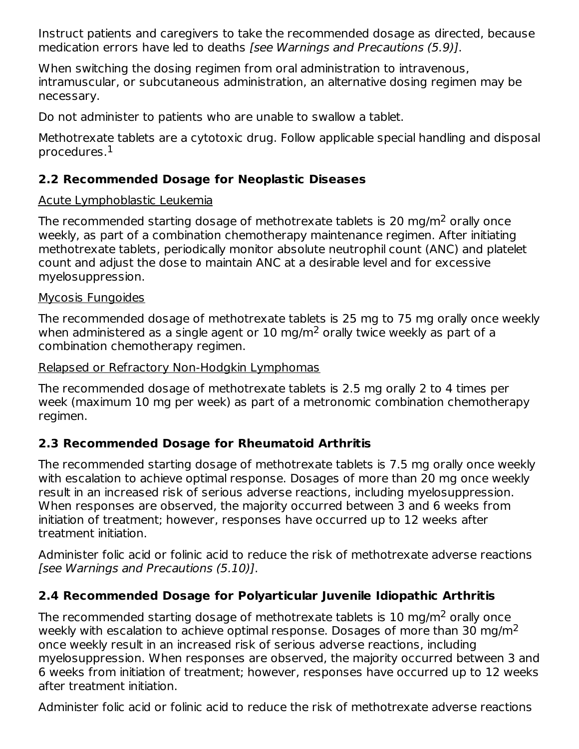Instruct patients and caregivers to take the recommended dosage as directed, because medication errors have led to deaths *[see Warnings and Precautions (5.9)]*.

When switching the dosing regimen from oral administration to intravenous, intramuscular, or subcutaneous administration, an alternative dosing regimen may be necessary.

Do not administer to patients who are unable to swallow a tablet.

Methotrexate tablets are a cytotoxic drug. Follow applicable special handling and disposal procedures.[1]

## 2.2 Recommended Dosage for Neoplastic Diseases

Acute Lymphoblastic Leukemia

The recommended starting dosage of methotrexate tablets is 20 mg/m$^2$ orally once weekly, as part of a combination chemotherapy maintenance regimen. After initiating methotrexate tablets, periodically monitor absolute neutrophil count (ANC) and platelet count and adjust the dose to maintain ANC at a desirable level and for excessive myelosuppression.

Mycosis Fungoides

The recommended dosage of methotrexate tablets is 25 mg to 75 mg orally once weekly when administered as a single agent or 10 mg/m$^2$ orally twice weekly as part of a combination chemotherapy regimen.

Relapsed or Refractory Non-Hodgkin Lymphomas

The recommended dosage of methotrexate tablets is 2.5 mg orally 2 to 4 times per week (maximum 10 mg per week) as part of a metronomic combination chemotherapy regimen.

## 2.3 Recommended Dosage for Rheumatoid Arthritis

The recommended starting dosage of methotrexate tablets is 7.5 mg orally once weekly with escalation to achieve optimal response. Dosages of more than 20 mg once weekly result in an increased risk of serious adverse reactions, including myelosuppression. When responses are observed, the majority occurred between 3 and 6 weeks from initiation of treatment; however, responses have occurred up to 12 weeks after treatment initiation.

Administer folic acid or folinic acid to reduce the risk of methotrexate adverse reactions *[see Warnings and Precautions (5.10)]*.

## 2.4 Recommended Dosage for Polyarticular Juvenile Idiopathic Arthritis

The recommended starting dosage of methotrexate tablets is 10 mg/m$^2$ orally once weekly with escalation to achieve optimal response. Dosages of more than 30 mg/m$^2$ once weekly result in an increased risk of serious adverse reactions, including myelosuppression. When responses are observed, the majority occurred between 3 and 6 weeks from initiation of treatment; however, responses have occurred up to 12 weeks after treatment initiation.

Administer folic acid or folinic acid to reduce the risk of methotrexate adverse reactions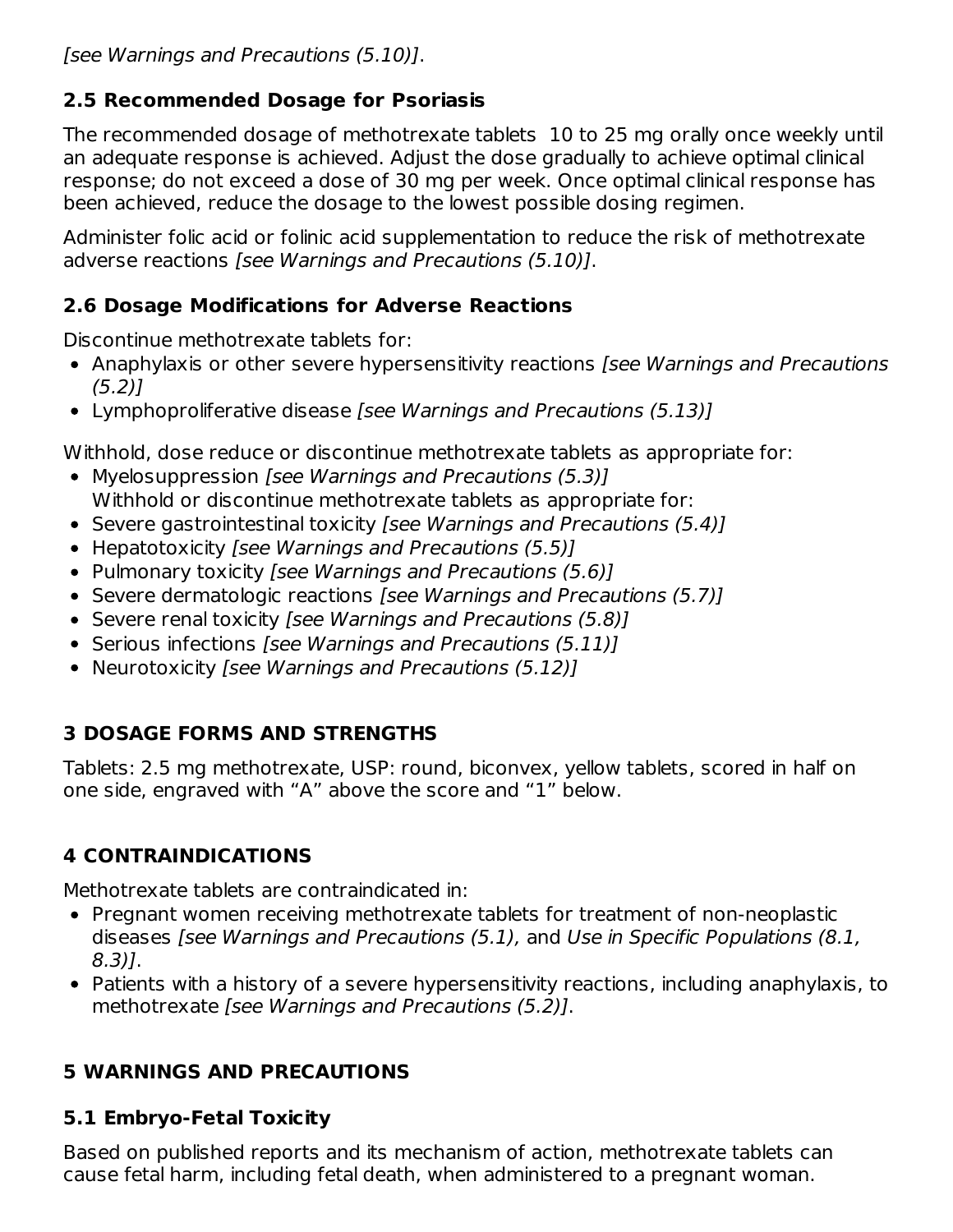*[see Warnings and Precautions (5.10)]*.

### 2.5 Recommended Dosage for Psoriasis

The recommended dosage of methotrexate tablets 10 to 25 mg orally once weekly until an adequate response is achieved. Adjust the dose gradually to achieve optimal clinical response; do not exceed a dose of 30 mg per week. Once optimal clinical response has been achieved, reduce the dosage to the lowest possible dosing regimen.

Administer folic acid or folinic acid supplementation to reduce the risk of methotrexate adverse reactions *[see Warnings and Precautions (5.10)]*.

### 2.6 Dosage Modifications for Adverse Reactions

Discontinue methotrexate tablets for:

- Anaphylaxis or other severe hypersensitivity reactions *[see Warnings and Precautions (5.2)]*
- Lymphoproliferative disease *[see Warnings and Precautions (5.13)]*

Withhold, dose reduce or discontinue methotrexate tablets as appropriate for:

- Myelosuppression *[see Warnings and Precautions (5.3)]*

Withhold or discontinue methotrexate tablets as appropriate for:

- Severe gastrointestinal toxicity *[see Warnings and Precautions (5.4)]*
- Hepatotoxicity *[see Warnings and Precautions (5.5)]*
- Pulmonary toxicity *[see Warnings and Precautions (5.6)]*
- Severe dermatologic reactions *[see Warnings and Precautions (5.7)]*
- Severe renal toxicity *[see Warnings and Precautions (5.8)]*
- Serious infections *[see Warnings and Precautions (5.11)]*
- Neurotoxicity *[see Warnings and Precautions (5.12)]*

## 3 DOSAGE FORMS AND STRENGTHS

Tablets: 2.5 mg methotrexate, USP: round, biconvex, yellow tablets, scored in half on one side, engraved with "A" above the score and "1" below.

## 4 CONTRAINDICATIONS

Methotrexate tablets are contraindicated in:

- Pregnant women receiving methotrexate tablets for treatment of non-neoplastic diseases *[see Warnings and Precautions (5.1),* and *Use in Specific Populations (8.1, 8.3)]*.
- Patients with a history of a severe hypersensitivity reactions, including anaphylaxis, to methotrexate *[see Warnings and Precautions (5.2)]*.

## 5 WARNINGS AND PRECAUTIONS

### 5.1 Embryo-Fetal Toxicity

Based on published reports and its mechanism of action, methotrexate tablets can cause fetal harm, including fetal death, when administered to a pregnant woman.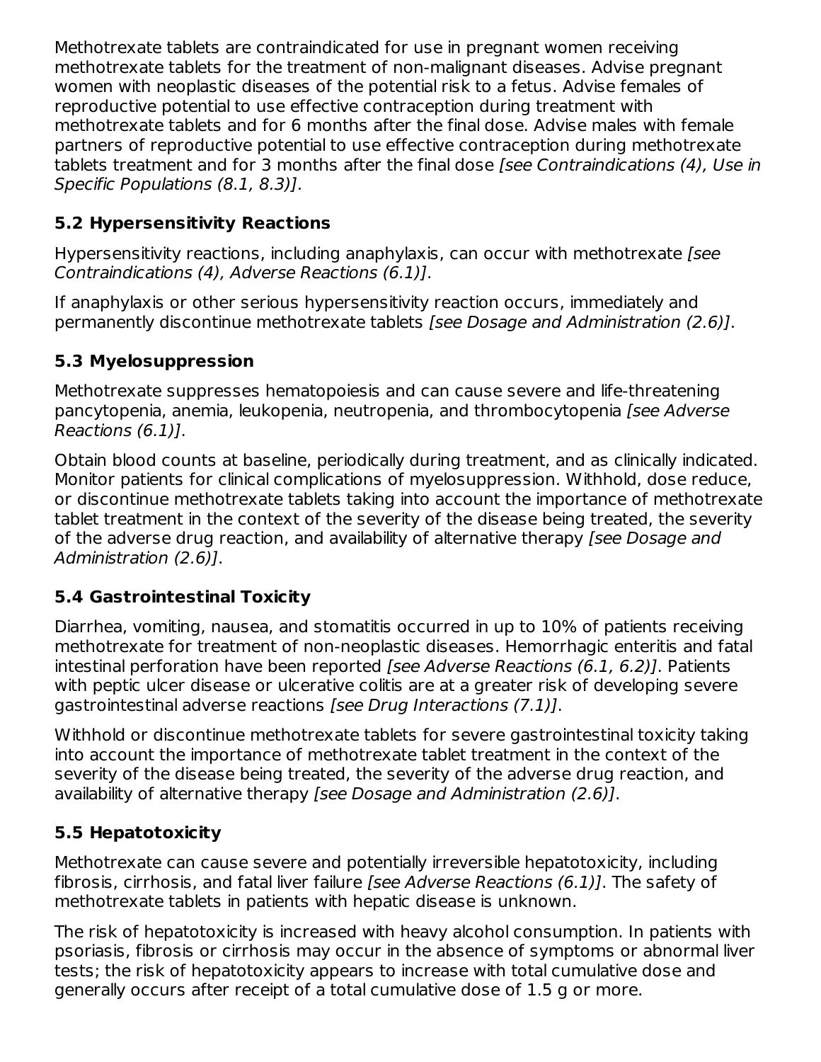Methotrexate tablets are contraindicated for use in pregnant women receiving methotrexate tablets for the treatment of non-malignant diseases. Advise pregnant women with neoplastic diseases of the potential risk to a fetus. Advise females of reproductive potential to use effective contraception during treatment with methotrexate tablets and for 6 months after the final dose. Advise males with female partners of reproductive potential to use effective contraception during methotrexate tablets treatment and for 3 months after the final dose *[see Contraindications (4), Use in Specific Populations (8.1, 8.3)]*.

### 5.2 Hypersensitivity Reactions

Hypersensitivity reactions, including anaphylaxis, can occur with methotrexate *[see Contraindications (4), Adverse Reactions (6.1)]*.

If anaphylaxis or other serious hypersensitivity reaction occurs, immediately and permanently discontinue methotrexate tablets *[see Dosage and Administration (2.6)]*.

### 5.3 Myelosuppression

Methotrexate suppresses hematopoiesis and can cause severe and life-threatening pancytopenia, anemia, leukopenia, neutropenia, and thrombocytopenia *[see Adverse Reactions (6.1)]*.

Obtain blood counts at baseline, periodically during treatment, and as clinically indicated. Monitor patients for clinical complications of myelosuppression. Withhold, dose reduce, or discontinue methotrexate tablets taking into account the importance of methotrexate tablet treatment in the context of the severity of the disease being treated, the severity of the adverse drug reaction, and availability of alternative therapy *[see Dosage and Administration (2.6)]*.

### 5.4 Gastrointestinal Toxicity

Diarrhea, vomiting, nausea, and stomatitis occurred in up to 10% of patients receiving methotrexate for treatment of non-neoplastic diseases. Hemorrhagic enteritis and fatal intestinal perforation have been reported *[see Adverse Reactions (6.1, 6.2)]*. Patients with peptic ulcer disease or ulcerative colitis are at a greater risk of developing severe gastrointestinal adverse reactions *[see Drug Interactions (7.1)]*.

Withhold or discontinue methotrexate tablets for severe gastrointestinal toxicity taking into account the importance of methotrexate tablet treatment in the context of the severity of the disease being treated, the severity of the adverse drug reaction, and availability of alternative therapy *[see Dosage and Administration (2.6)]*.

### 5.5 Hepatotoxicity

Methotrexate can cause severe and potentially irreversible hepatotoxicity, including fibrosis, cirrhosis, and fatal liver failure *[see Adverse Reactions (6.1)]*. The safety of methotrexate tablets in patients with hepatic disease is unknown.

The risk of hepatotoxicity is increased with heavy alcohol consumption. In patients with psoriasis, fibrosis or cirrhosis may occur in the absence of symptoms or abnormal liver tests; the risk of hepatotoxicity appears to increase with total cumulative dose and generally occurs after receipt of a total cumulative dose of 1.5 g or more.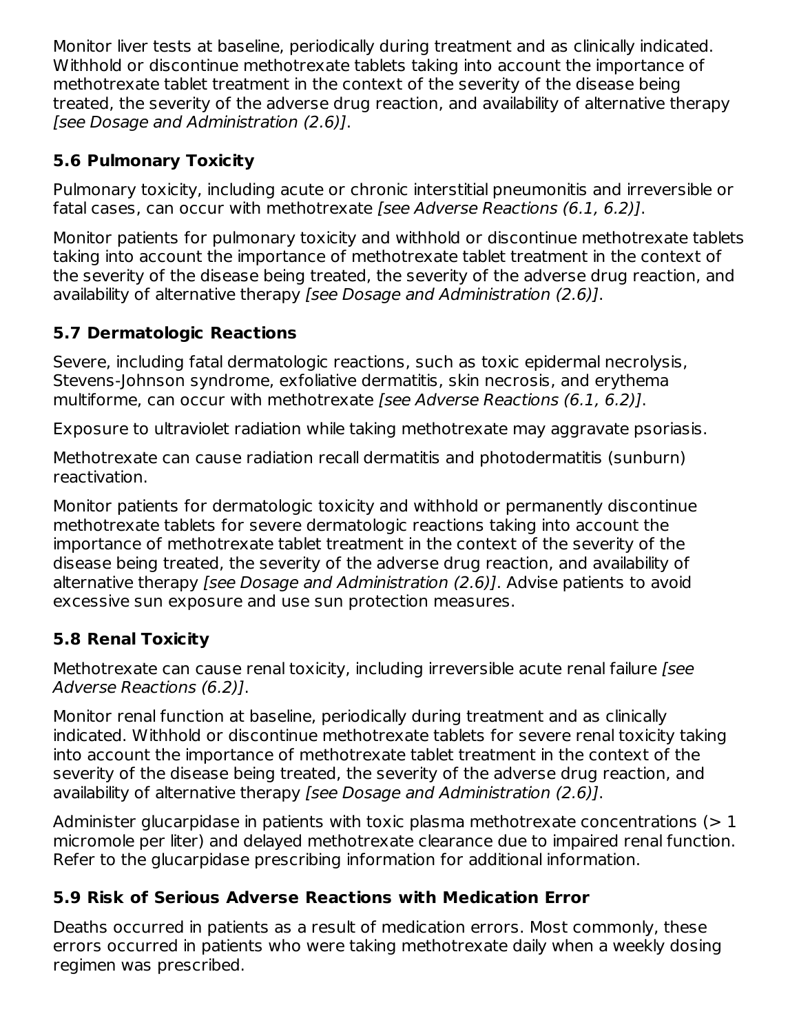Monitor liver tests at baseline, periodically during treatment and as clinically indicated. Withhold or discontinue methotrexate tablets taking into account the importance of methotrexate tablet treatment in the context of the severity of the disease being treated, the severity of the adverse drug reaction, and availability of alternative therapy *[see Dosage and Administration (2.6)]*.

### 5.6 Pulmonary Toxicity

Pulmonary toxicity, including acute or chronic interstitial pneumonitis and irreversible or fatal cases, can occur with methotrexate *[see Adverse Reactions (6.1, 6.2)]*.

Monitor patients for pulmonary toxicity and withhold or discontinue methotrexate tablets taking into account the importance of methotrexate tablet treatment in the context of the severity of the disease being treated, the severity of the adverse drug reaction, and availability of alternative therapy *[see Dosage and Administration (2.6)]*.

### 5.7 Dermatologic Reactions

Severe, including fatal dermatologic reactions, such as toxic epidermal necrolysis, Stevens-Johnson syndrome, exfoliative dermatitis, skin necrosis, and erythema multiforme, can occur with methotrexate *[see Adverse Reactions (6.1, 6.2)]*.

Exposure to ultraviolet radiation while taking methotrexate may aggravate psoriasis.

Methotrexate can cause radiation recall dermatitis and photodermatitis (sunburn) reactivation.

Monitor patients for dermatologic toxicity and withhold or permanently discontinue methotrexate tablets for severe dermatologic reactions taking into account the importance of methotrexate tablet treatment in the context of the severity of the disease being treated, the severity of the adverse drug reaction, and availability of alternative therapy *[see Dosage and Administration (2.6)]*. Advise patients to avoid excessive sun exposure and use sun protection measures.

### 5.8 Renal Toxicity

Methotrexate can cause renal toxicity, including irreversible acute renal failure *[see Adverse Reactions (6.2)]*.

Monitor renal function at baseline, periodically during treatment and as clinically indicated. Withhold or discontinue methotrexate tablets for severe renal toxicity taking into account the importance of methotrexate tablet treatment in the context of the severity of the disease being treated, the severity of the adverse drug reaction, and availability of alternative therapy *[see Dosage and Administration (2.6)]*.

Administer glucarpidase in patients with toxic plasma methotrexate concentrations (> 1 micromole per liter) and delayed methotrexate clearance due to impaired renal function. Refer to the glucarpidase prescribing information for additional information.

### 5.9 Risk of Serious Adverse Reactions with Medication Error

Deaths occurred in patients as a result of medication errors. Most commonly, these errors occurred in patients who were taking methotrexate daily when a weekly dosing regimen was prescribed.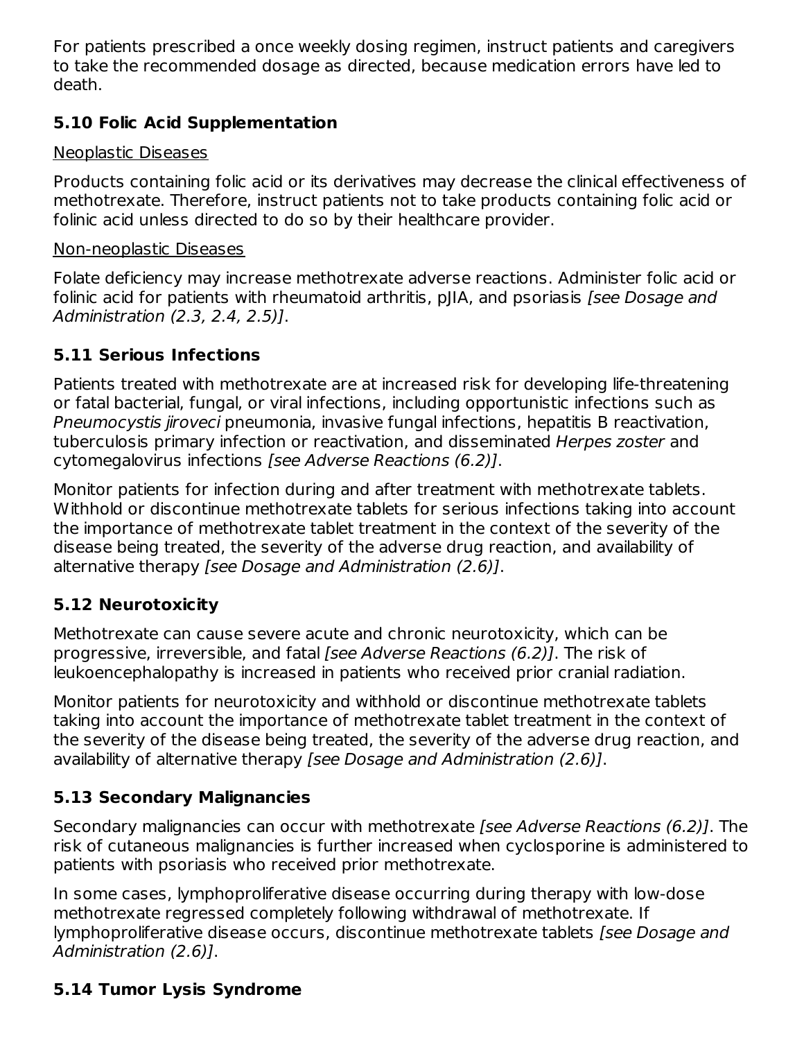For patients prescribed a once weekly dosing regimen, instruct patients and caregivers to take the recommended dosage as directed, because medication errors have led to death.

### 5.10 Folic Acid Supplementation

Neoplastic Diseases

Products containing folic acid or its derivatives may decrease the clinical effectiveness of methotrexate. Therefore, instruct patients not to take products containing folic acid or folinic acid unless directed to do so by their healthcare provider.

Non-neoplastic Diseases

Folate deficiency may increase methotrexate adverse reactions. Administer folic acid or folinic acid for patients with rheumatoid arthritis, pJIA, and psoriasis *[see Dosage and Administration (2.3, 2.4, 2.5)]*.

### 5.11 Serious Infections

Patients treated with methotrexate are at increased risk for developing life-threatening or fatal bacterial, fungal, or viral infections, including opportunistic infections such as *Pneumocystis jiroveci* pneumonia, invasive fungal infections, hepatitis B reactivation, tuberculosis primary infection or reactivation, and disseminated *Herpes zoster* and cytomegalovirus infections *[see Adverse Reactions (6.2)]*.

Monitor patients for infection during and after treatment with methotrexate tablets. Withhold or discontinue methotrexate tablets for serious infections taking into account the importance of methotrexate tablet treatment in the context of the severity of the disease being treated, the severity of the adverse drug reaction, and availability of alternative therapy *[see Dosage and Administration (2.6)]*.

### 5.12 Neurotoxicity

Methotrexate can cause severe acute and chronic neurotoxicity, which can be progressive, irreversible, and fatal *[see Adverse Reactions (6.2)]*. The risk of leukoencephalopathy is increased in patients who received prior cranial radiation.

Monitor patients for neurotoxicity and withhold or discontinue methotrexate tablets taking into account the importance of methotrexate tablet treatment in the context of the severity of the disease being treated, the severity of the adverse drug reaction, and availability of alternative therapy *[see Dosage and Administration (2.6)]*.

### 5.13 Secondary Malignancies

Secondary malignancies can occur with methotrexate *[see Adverse Reactions (6.2)]*. The risk of cutaneous malignancies is further increased when cyclosporine is administered to patients with psoriasis who received prior methotrexate.

In some cases, lymphoproliferative disease occurring during therapy with low-dose methotrexate regressed completely following withdrawal of methotrexate. If lymphoproliferative disease occurs, discontinue methotrexate tablets *[see Dosage and Administration (2.6)]*.

### 5.14 Tumor Lysis Syndrome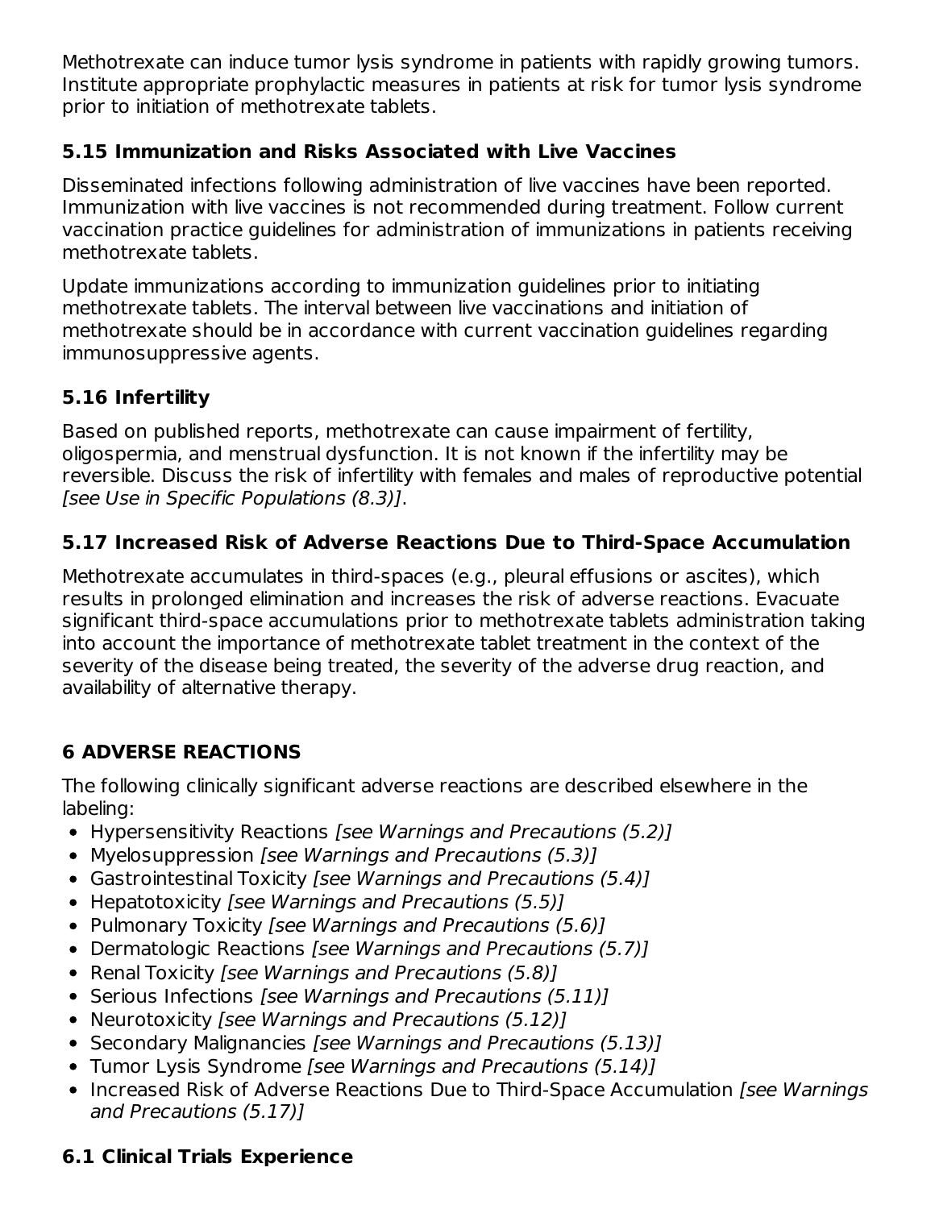Methotrexate can induce tumor lysis syndrome in patients with rapidly growing tumors. Institute appropriate prophylactic measures in patients at risk for tumor lysis syndrome prior to initiation of methotrexate tablets.

### 5.15 Immunization and Risks Associated with Live Vaccines

Disseminated infections following administration of live vaccines have been reported. Immunization with live vaccines is not recommended during treatment. Follow current vaccination practice guidelines for administration of immunizations in patients receiving methotrexate tablets.

Update immunizations according to immunization guidelines prior to initiating methotrexate tablets. The interval between live vaccinations and initiation of methotrexate should be in accordance with current vaccination guidelines regarding immunosuppressive agents.

### 5.16 Infertility

Based on published reports, methotrexate can cause impairment of fertility, oligospermia, and menstrual dysfunction. It is not known if the infertility may be reversible. Discuss the risk of infertility with females and males of reproductive potential *[see Use in Specific Populations (8.3)]*.

### 5.17 Increased Risk of Adverse Reactions Due to Third-Space Accumulation

Methotrexate accumulates in third-spaces (e.g., pleural effusions or ascites), which results in prolonged elimination and increases the risk of adverse reactions. Evacuate significant third-space accumulations prior to methotrexate tablets administration taking into account the importance of methotrexate tablet treatment in the context of the severity of the disease being treated, the severity of the adverse drug reaction, and availability of alternative therapy.

## 6 ADVERSE REACTIONS

The following clinically significant adverse reactions are described elsewhere in the labeling:

- Hypersensitivity Reactions *[see Warnings and Precautions (5.2)]*
- Myelosuppression *[see Warnings and Precautions (5.3)]*
- Gastrointestinal Toxicity *[see Warnings and Precautions (5.4)]*
- Hepatotoxicity *[see Warnings and Precautions (5.5)]*
- Pulmonary Toxicity *[see Warnings and Precautions (5.6)]*
- Dermatologic Reactions *[see Warnings and Precautions (5.7)]*
- Renal Toxicity *[see Warnings and Precautions (5.8)]*
- Serious Infections *[see Warnings and Precautions (5.11)]*
- Neurotoxicity *[see Warnings and Precautions (5.12)]*
- Secondary Malignancies *[see Warnings and Precautions (5.13)]*
- Tumor Lysis Syndrome *[see Warnings and Precautions (5.14)]*
- Increased Risk of Adverse Reactions Due to Third-Space Accumulation *[see Warnings and Precautions (5.17)]*

### 6.1 Clinical Trials Experience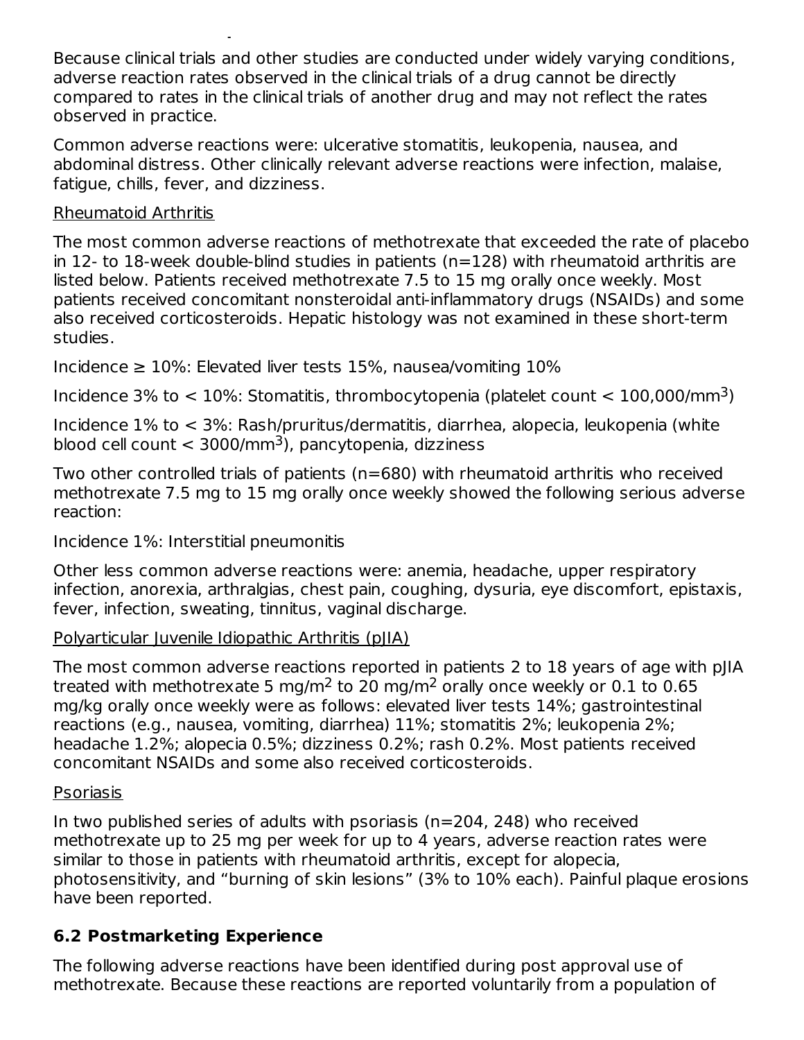Because clinical trials and other studies are conducted under widely varying conditions, adverse reaction rates observed in the clinical trials of a drug cannot be directly compared to rates in the clinical trials of another drug and may not reflect the rates observed in practice.

Common adverse reactions were: ulcerative stomatitis, leukopenia, nausea, and abdominal distress. Other clinically relevant adverse reactions were infection, malaise, fatigue, chills, fever, and dizziness.

Rheumatoid Arthritis

The most common adverse reactions of methotrexate that exceeded the rate of placebo in 12- to 18-week double-blind studies in patients (n=128) with rheumatoid arthritis are listed below. Patients received methotrexate 7.5 to 15 mg orally once weekly. Most patients received concomitant nonsteroidal anti-inflammatory drugs (NSAIDs) and some also received corticosteroids. Hepatic histology was not examined in these short-term studies.

Incidence ≥ 10%: Elevated liver tests 15%, nausea/vomiting 10%

Incidence 3% to < 10%: Stomatitis, thrombocytopenia (platelet count < 100,000/mm$^3$)

Incidence 1% to < 3%: Rash/pruritus/dermatitis, diarrhea, alopecia, leukopenia (white blood cell count < 3000/mm$^3$), pancytopenia, dizziness

Two other controlled trials of patients (n=680) with rheumatoid arthritis who received methotrexate 7.5 mg to 15 mg orally once weekly showed the following serious adverse reaction:

Incidence 1%: Interstitial pneumonitis

Other less common adverse reactions were: anemia, headache, upper respiratory infection, anorexia, arthralgias, chest pain, coughing, dysuria, eye discomfort, epistaxis, fever, infection, sweating, tinnitus, vaginal discharge.

Polyarticular Juvenile Idiopathic Arthritis (pJIA)

The most common adverse reactions reported in patients 2 to 18 years of age with pJIA treated with methotrexate 5 mg/m$^2$ to 20 mg/m$^2$ orally once weekly or 0.1 to 0.65 mg/kg orally once weekly were as follows: elevated liver tests 14%; gastrointestinal reactions (e.g., nausea, vomiting, diarrhea) 11%; stomatitis 2%; leukopenia 2%; headache 1.2%; alopecia 0.5%; dizziness 0.2%; rash 0.2%. Most patients received concomitant NSAIDs and some also received corticosteroids.

Psoriasis

In two published series of adults with psoriasis (n=204, 248) who received methotrexate up to 25 mg per week for up to 4 years, adverse reaction rates were similar to those in patients with rheumatoid arthritis, except for alopecia, photosensitivity, and "burning of skin lesions" (3% to 10% each). Painful plaque erosions have been reported.

### 6.2 Postmarketing Experience

The following adverse reactions have been identified during post approval use of methotrexate. Because these reactions are reported voluntarily from a population of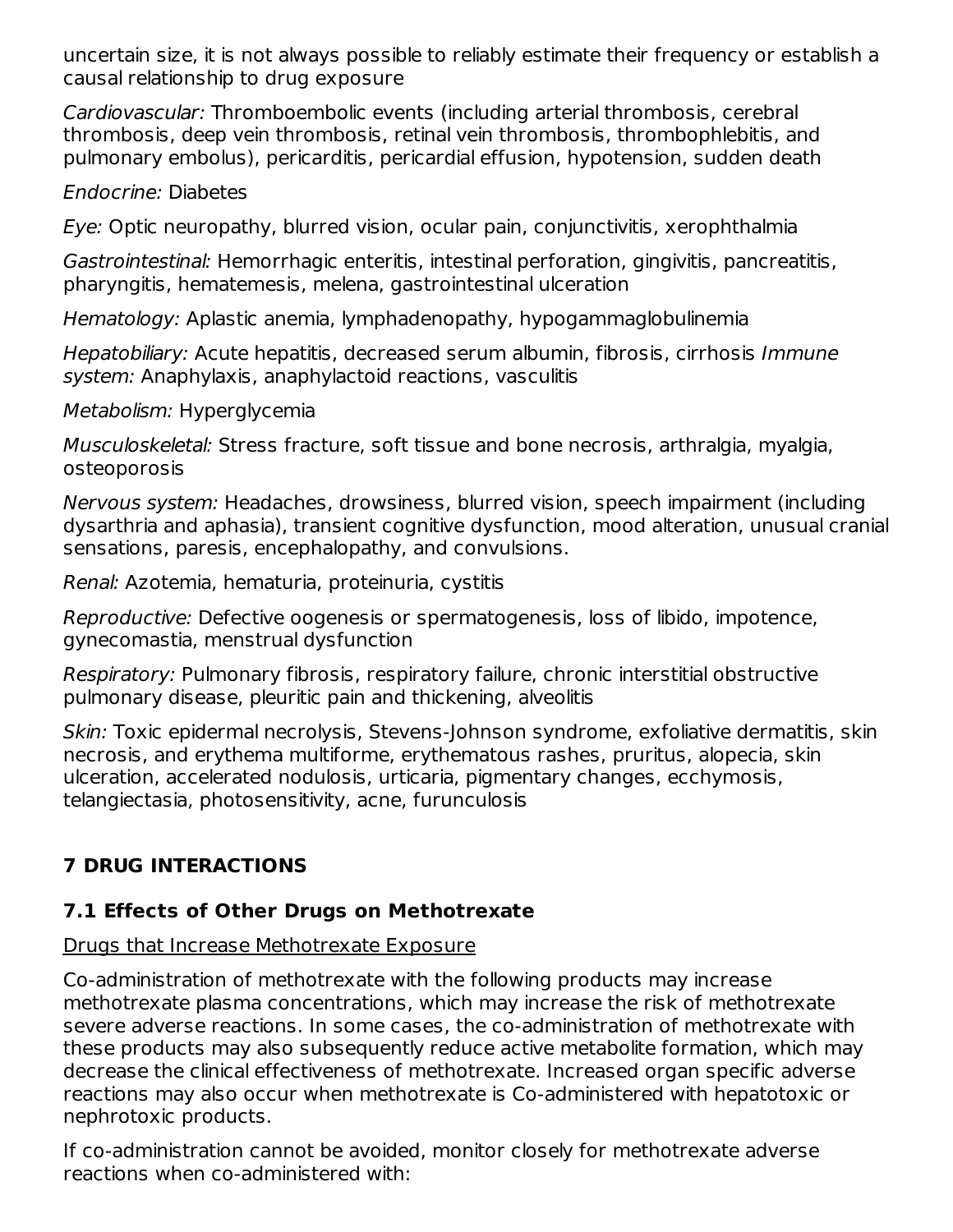uncertain size, it is not always possible to reliably estimate their frequency or establish a causal relationship to drug exposure

*Cardiovascular:* Thromboembolic events (including arterial thrombosis, cerebral thrombosis, deep vein thrombosis, retinal vein thrombosis, thrombophlebitis, and pulmonary embolus), pericarditis, pericardial effusion, hypotension, sudden death

*Endocrine:* Diabetes

*Eye:* Optic neuropathy, blurred vision, ocular pain, conjunctivitis, xerophthalmia

*Gastrointestinal:* Hemorrhagic enteritis, intestinal perforation, gingivitis, pancreatitis, pharyngitis, hematemesis, melena, gastrointestinal ulceration

*Hematology:* Aplastic anemia, lymphadenopathy, hypogammaglobulinemia

*Hepatobiliary:* Acute hepatitis, decreased serum albumin, fibrosis, cirrhosis *Immune system:* Anaphylaxis, anaphylactoid reactions, vasculitis

*Metabolism:* Hyperglycemia

*Musculoskeletal:* Stress fracture, soft tissue and bone necrosis, arthralgia, myalgia, osteoporosis

*Nervous system:* Headaches, drowsiness, blurred vision, speech impairment (including dysarthria and aphasia), transient cognitive dysfunction, mood alteration, unusual cranial sensations, paresis, encephalopathy, and convulsions.

*Renal:* Azotemia, hematuria, proteinuria, cystitis

*Reproductive:* Defective oogenesis or spermatogenesis, loss of libido, impotence, gynecomastia, menstrual dysfunction

*Respiratory:* Pulmonary fibrosis, respiratory failure, chronic interstitial obstructive pulmonary disease, pleuritic pain and thickening, alveolitis

*Skin:* Toxic epidermal necrolysis, Stevens-Johnson syndrome, exfoliative dermatitis, skin necrosis, and erythema multiforme, erythematous rashes, pruritus, alopecia, skin ulceration, accelerated nodulosis, urticaria, pigmentary changes, ecchymosis, telangiectasia, photosensitivity, acne, furunculosis

## 7 DRUG INTERACTIONS

### 7.1 Effects of Other Drugs on Methotrexate

Drugs that Increase Methotrexate Exposure

Co-administration of methotrexate with the following products may increase methotrexate plasma concentrations, which may increase the risk of methotrexate severe adverse reactions. In some cases, the co-administration of methotrexate with these products may also subsequently reduce active metabolite formation, which may decrease the clinical effectiveness of methotrexate. Increased organ specific adverse reactions may also occur when methotrexate is Co-administered with hepatotoxic or nephrotoxic products.

If co-administration cannot be avoided, monitor closely for methotrexate adverse reactions when co-administered with: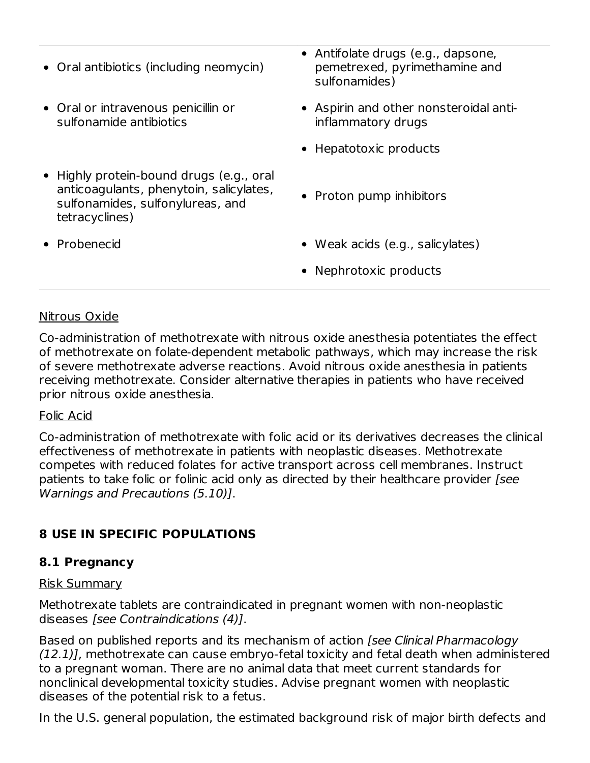| | |
|---|---|
| • Oral antibiotics (including neomycin) | • Antifolate drugs (e.g., dapsone, pemetrexed, pyrimethamine and sulfonamides) |
| • Oral or intravenous penicillin or sulfonamide antibiotics | • Aspirin and other nonsteroidal anti-inflammatory drugs |
| | • Hepatotoxic products |
| • Highly protein-bound drugs (e.g., oral anticoagulants, phenytoin, salicylates, sulfonamides, sulfonylureas, and tetracyclines) | • Proton pump inhibitors |
| • Probenecid | • Weak acids (e.g., salicylates) |
| | • Nephrotoxic products |

Nitrous Oxide

Co-administration of methotrexate with nitrous oxide anesthesia potentiates the effect of methotrexate on folate-dependent metabolic pathways, which may increase the risk of severe methotrexate adverse reactions. Avoid nitrous oxide anesthesia in patients receiving methotrexate. Consider alternative therapies in patients who have received prior nitrous oxide anesthesia.

Folic Acid

Co-administration of methotrexate with folic acid or its derivatives decreases the clinical effectiveness of methotrexate in patients with neoplastic diseases. Methotrexate competes with reduced folates for active transport across cell membranes. Instruct patients to take folic or folinic acid only as directed by their healthcare provider *[see Warnings and Precautions (5.10)]*.

## 8 USE IN SPECIFIC POPULATIONS

### 8.1 Pregnancy

Risk Summary

Methotrexate tablets are contraindicated in pregnant women with non-neoplastic diseases *[see Contraindications (4)]*.

Based on published reports and its mechanism of action *[see Clinical Pharmacology (12.1)]*, methotrexate can cause embryo-fetal toxicity and fetal death when administered to a pregnant woman. There are no animal data that meet current standards for nonclinical developmental toxicity studies. Advise pregnant women with neoplastic diseases of the potential risk to a fetus.

In the U.S. general population, the estimated background risk of major birth defects and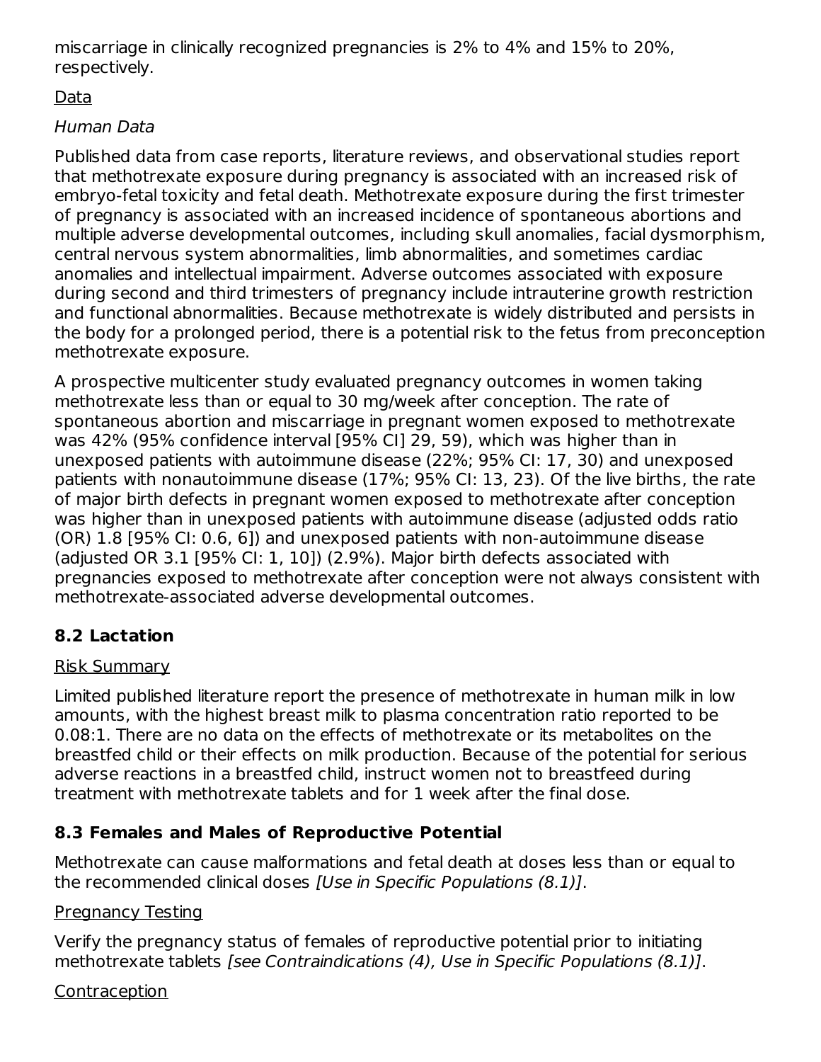miscarriage in clinically recognized pregnancies is 2% to 4% and 15% to 20%, respectively.

Data

*Human Data*

Published data from case reports, literature reviews, and observational studies report that methotrexate exposure during pregnancy is associated with an increased risk of embryo-fetal toxicity and fetal death. Methotrexate exposure during the first trimester of pregnancy is associated with an increased incidence of spontaneous abortions and multiple adverse developmental outcomes, including skull anomalies, facial dysmorphism, central nervous system abnormalities, limb abnormalities, and sometimes cardiac anomalies and intellectual impairment. Adverse outcomes associated with exposure during second and third trimesters of pregnancy include intrauterine growth restriction and functional abnormalities. Because methotrexate is widely distributed and persists in the body for a prolonged period, there is a potential risk to the fetus from preconception methotrexate exposure.

A prospective multicenter study evaluated pregnancy outcomes in women taking methotrexate less than or equal to 30 mg/week after conception. The rate of spontaneous abortion and miscarriage in pregnant women exposed to methotrexate was 42% (95% confidence interval [95% CI] 29, 59), which was higher than in unexposed patients with autoimmune disease (22%; 95% CI: 17, 30) and unexposed patients with nonautoimmune disease (17%; 95% CI: 13, 23). Of the live births, the rate of major birth defects in pregnant women exposed to methotrexate after conception was higher than in unexposed patients with autoimmune disease (adjusted odds ratio (OR) 1.8 [95% CI: 0.6, 6]) and unexposed patients with non-autoimmune disease (adjusted OR 3.1 [95% CI: 1, 10]) (2.9%). Major birth defects associated with pregnancies exposed to methotrexate after conception were not always consistent with methotrexate-associated adverse developmental outcomes.

## 8.2 Lactation

Risk Summary

Limited published literature report the presence of methotrexate in human milk in low amounts, with the highest breast milk to plasma concentration ratio reported to be 0.08:1. There are no data on the effects of methotrexate or its metabolites on the breastfed child or their effects on milk production. Because of the potential for serious adverse reactions in a breastfed child, instruct women not to breastfeed during treatment with methotrexate tablets and for 1 week after the final dose.

## 8.3 Females and Males of Reproductive Potential

Methotrexate can cause malformations and fetal death at doses less than or equal to the recommended clinical doses *[Use in Specific Populations (8.1)]*.

Pregnancy Testing

Verify the pregnancy status of females of reproductive potential prior to initiating methotrexate tablets *[see Contraindications (4), Use in Specific Populations (8.1)]*.

Contraception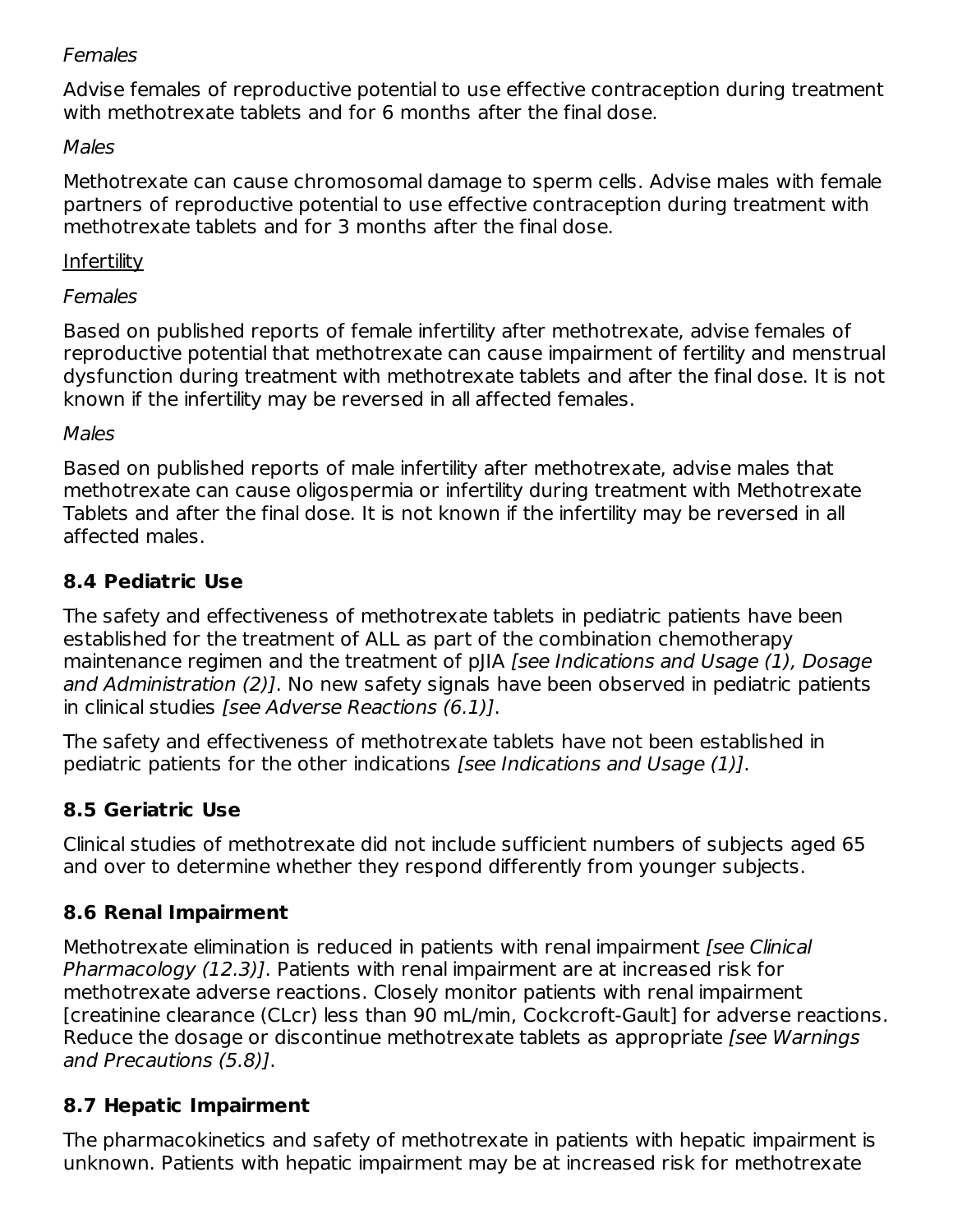*Females*

Advise females of reproductive potential to use effective contraception during treatment with methotrexate tablets and for 6 months after the final dose.

*Males*

Methotrexate can cause chromosomal damage to sperm cells. Advise males with female partners of reproductive potential to use effective contraception during treatment with methotrexate tablets and for 3 months after the final dose.

Infertility

*Females*

Based on published reports of female infertility after methotrexate, advise females of reproductive potential that methotrexate can cause impairment of fertility and menstrual dysfunction during treatment with methotrexate tablets and after the final dose. It is not known if the infertility may be reversed in all affected females.

*Males*

Based on published reports of male infertility after methotrexate, advise males that methotrexate can cause oligospermia or infertility during treatment with Methotrexate Tablets and after the final dose. It is not known if the infertility may be reversed in all affected males.

### 8.4 Pediatric Use

The safety and effectiveness of methotrexate tablets in pediatric patients have been established for the treatment of ALL as part of the combination chemotherapy maintenance regimen and the treatment of pJIA *[see Indications and Usage (1), Dosage and Administration (2)]*. No new safety signals have been observed in pediatric patients in clinical studies *[see Adverse Reactions (6.1)]*.

The safety and effectiveness of methotrexate tablets have not been established in pediatric patients for the other indications *[see Indications and Usage (1)]*.

### 8.5 Geriatric Use

Clinical studies of methotrexate did not include sufficient numbers of subjects aged 65 and over to determine whether they respond differently from younger subjects.

### 8.6 Renal Impairment

Methotrexate elimination is reduced in patients with renal impairment *[see Clinical Pharmacology (12.3)]*. Patients with renal impairment are at increased risk for methotrexate adverse reactions. Closely monitor patients with renal impairment [creatinine clearance (CLcr) less than 90 mL/min, Cockcroft-Gault] for adverse reactions. Reduce the dosage or discontinue methotrexate tablets as appropriate *[see Warnings and Precautions (5.8)]*.

### 8.7 Hepatic Impairment

The pharmacokinetics and safety of methotrexate in patients with hepatic impairment is unknown. Patients with hepatic impairment may be at increased risk for methotrexate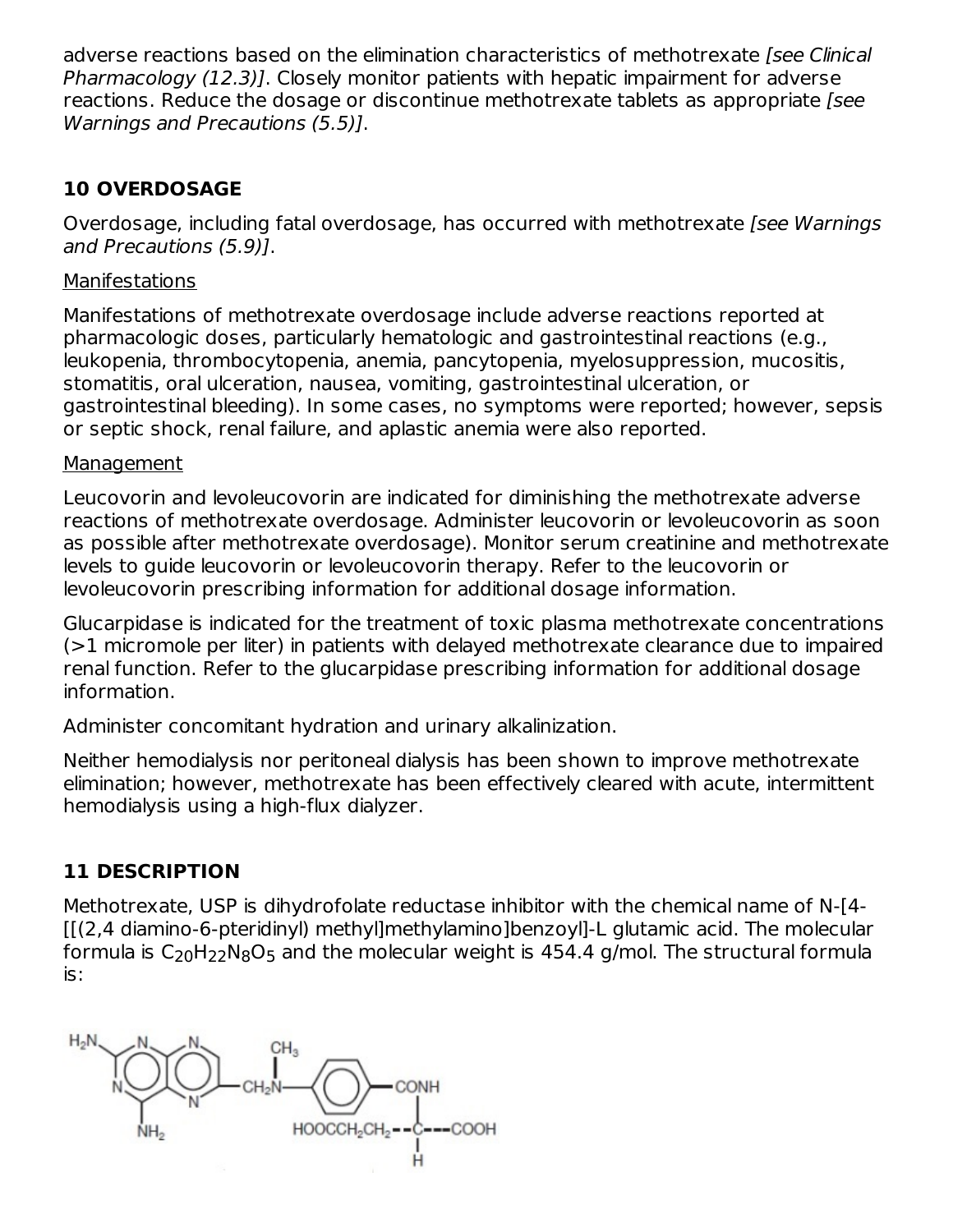adverse reactions based on the elimination characteristics of methotrexate *[see Clinical Pharmacology (12.3)]*. Closely monitor patients with hepatic impairment for adverse reactions. Reduce the dosage or discontinue methotrexate tablets as appropriate *[see Warnings and Precautions (5.5)]*.

## 10 OVERDOSAGE

Overdosage, including fatal overdosage, has occurred with methotrexate *[see Warnings and Precautions (5.9)]*.

Manifestations

Manifestations of methotrexate overdosage include adverse reactions reported at pharmacologic doses, particularly hematologic and gastrointestinal reactions (e.g., leukopenia, thrombocytopenia, anemia, pancytopenia, myelosuppression, mucositis, stomatitis, oral ulceration, nausea, vomiting, gastrointestinal ulceration, or gastrointestinal bleeding). In some cases, no symptoms were reported; however, sepsis or septic shock, renal failure, and aplastic anemia were also reported.

Management

Leucovorin and levoleucovorin are indicated for diminishing the methotrexate adverse reactions of methotrexate overdosage. Administer leucovorin or levoleucovorin as soon as possible after methotrexate overdosage). Monitor serum creatinine and methotrexate levels to guide leucovorin or levoleucovorin therapy. Refer to the leucovorin or levoleucovorin prescribing information for additional dosage information.

Glucarpidase is indicated for the treatment of toxic plasma methotrexate concentrations (>1 micromole per liter) in patients with delayed methotrexate clearance due to impaired renal function. Refer to the glucarpidase prescribing information for additional dosage information.

Administer concomitant hydration and urinary alkalinization.

Neither hemodialysis nor peritoneal dialysis has been shown to improve methotrexate elimination; however, methotrexate has been effectively cleared with acute, intermittent hemodialysis using a high-flux dialyzer.

## 11 DESCRIPTION

Methotrexate, USP is dihydrofolate reductase inhibitor with the chemical name of N-[4-[[(2,4 diamino-6-pteridinyl) methyl]methylamino]benzoyl]-L glutamic acid. The molecular formula is $C_{20}H_{22}N_8O_5$ and the molecular weight is 454.4 g/mol. The structural formula is: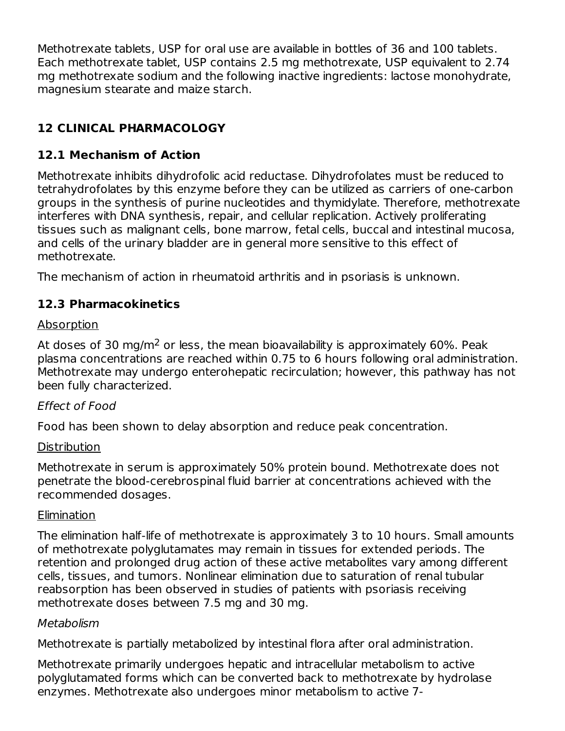Methotrexate tablets, USP for oral use are available in bottles of 36 and 100 tablets. Each methotrexate tablet, USP contains 2.5 mg methotrexate, USP equivalent to 2.74 mg methotrexate sodium and the following inactive ingredients: lactose monohydrate, magnesium stearate and maize starch.

## 12 CLINICAL PHARMACOLOGY

### 12.1 Mechanism of Action

Methotrexate inhibits dihydrofolic acid reductase. Dihydrofolates must be reduced to tetrahydrofolates by this enzyme before they can be utilized as carriers of one-carbon groups in the synthesis of purine nucleotides and thymidylate. Therefore, methotrexate interferes with DNA synthesis, repair, and cellular replication. Actively proliferating tissues such as malignant cells, bone marrow, fetal cells, buccal and intestinal mucosa, and cells of the urinary bladder are in general more sensitive to this effect of methotrexate.

The mechanism of action in rheumatoid arthritis and in psoriasis is unknown.

### 12.3 Pharmacokinetics

Absorption

At doses of 30 mg/$m^2$ or less, the mean bioavailability is approximately 60%. Peak plasma concentrations are reached within 0.75 to 6 hours following oral administration. Methotrexate may undergo enterohepatic recirculation; however, this pathway has not been fully characterized.

*Effect of Food*

Food has been shown to delay absorption and reduce peak concentration.

Distribution

Methotrexate in serum is approximately 50% protein bound. Methotrexate does not penetrate the blood-cerebrospinal fluid barrier at concentrations achieved with the recommended dosages.

Elimination

The elimination half-life of methotrexate is approximately 3 to 10 hours. Small amounts of methotrexate polyglutamates may remain in tissues for extended periods. The retention and prolonged drug action of these active metabolites vary among different cells, tissues, and tumors. Nonlinear elimination due to saturation of renal tubular reabsorption has been observed in studies of patients with psoriasis receiving methotrexate doses between 7.5 mg and 30 mg.

*Metabolism*

Methotrexate is partially metabolized by intestinal flora after oral administration.

Methotrexate primarily undergoes hepatic and intracellular metabolism to active polyglutamated forms which can be converted back to methotrexate by hydrolase enzymes. Methotrexate also undergoes minor metabolism to active 7-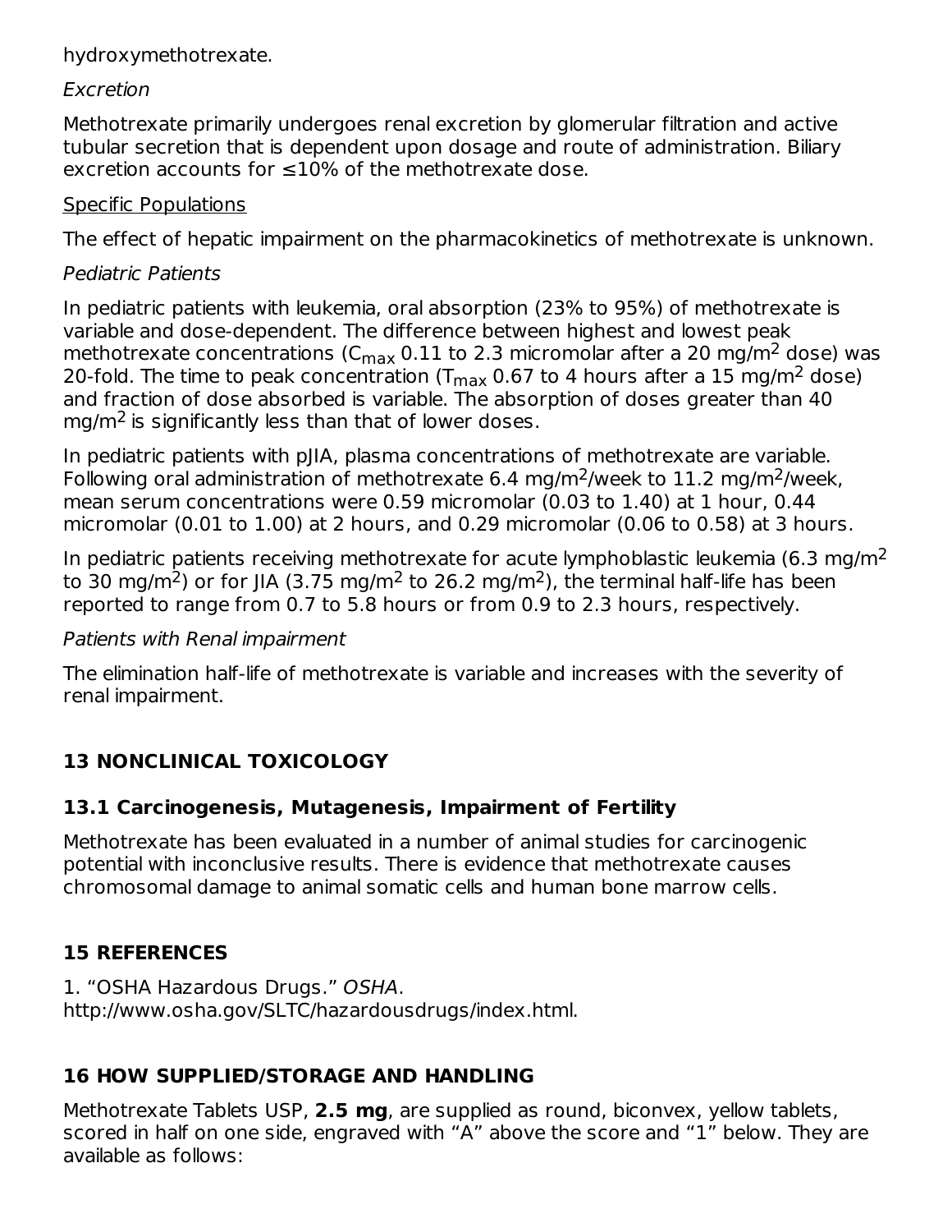hydroxymethotrexate.

*Excretion*

Methotrexate primarily undergoes renal excretion by glomerular filtration and active tubular secretion that is dependent upon dosage and route of administration. Biliary excretion accounts for ≤10% of the methotrexate dose.

Specific Populations

The effect of hepatic impairment on the pharmacokinetics of methotrexate is unknown.

*Pediatric Patients*

In pediatric patients with leukemia, oral absorption (23% to 95%) of methotrexate is variable and dose-dependent. The difference between highest and lowest peak methotrexate concentrations ($C_{max}$ 0.11 to 2.3 micromolar after a 20 mg/m$^2$ dose) was 20-fold. The time to peak concentration ($T_{max}$ 0.67 to 4 hours after a 15 mg/m$^2$ dose) and fraction of dose absorbed is variable. The absorption of doses greater than 40 mg/m$^2$ is significantly less than that of lower doses.

In pediatric patients with pJIA, plasma concentrations of methotrexate are variable. Following oral administration of methotrexate 6.4 mg/m$^2$/week to 11.2 mg/m$^2$/week, mean serum concentrations were 0.59 micromolar (0.03 to 1.40) at 1 hour, 0.44 micromolar (0.01 to 1.00) at 2 hours, and 0.29 micromolar (0.06 to 0.58) at 3 hours.

In pediatric patients receiving methotrexate for acute lymphoblastic leukemia (6.3 mg/m$^2$ to 30 mg/m$^2$) or for JIA (3.75 mg/m$^2$ to 26.2 mg/m$^2$), the terminal half-life has been reported to range from 0.7 to 5.8 hours or from 0.9 to 2.3 hours, respectively.

*Patients with Renal impairment*

The elimination half-life of methotrexate is variable and increases with the severity of renal impairment.

## 13 NONCLINICAL TOXICOLOGY

### 13.1 Carcinogenesis, Mutagenesis, Impairment of Fertility

Methotrexate has been evaluated in a number of animal studies for carcinogenic potential with inconclusive results. There is evidence that methotrexate causes chromosomal damage to animal somatic cells and human bone marrow cells.

## 15 REFERENCES

1. "OSHA Hazardous Drugs." *OSHA*. http://www.osha.gov/SLTC/hazardousdrugs/index.html.

## 16 HOW SUPPLIED/STORAGE AND HANDLING

Methotrexate Tablets USP, **2.5 mg**, are supplied as round, biconvex, yellow tablets, scored in half on one side, engraved with "A" above the score and "1" below. They are available as follows: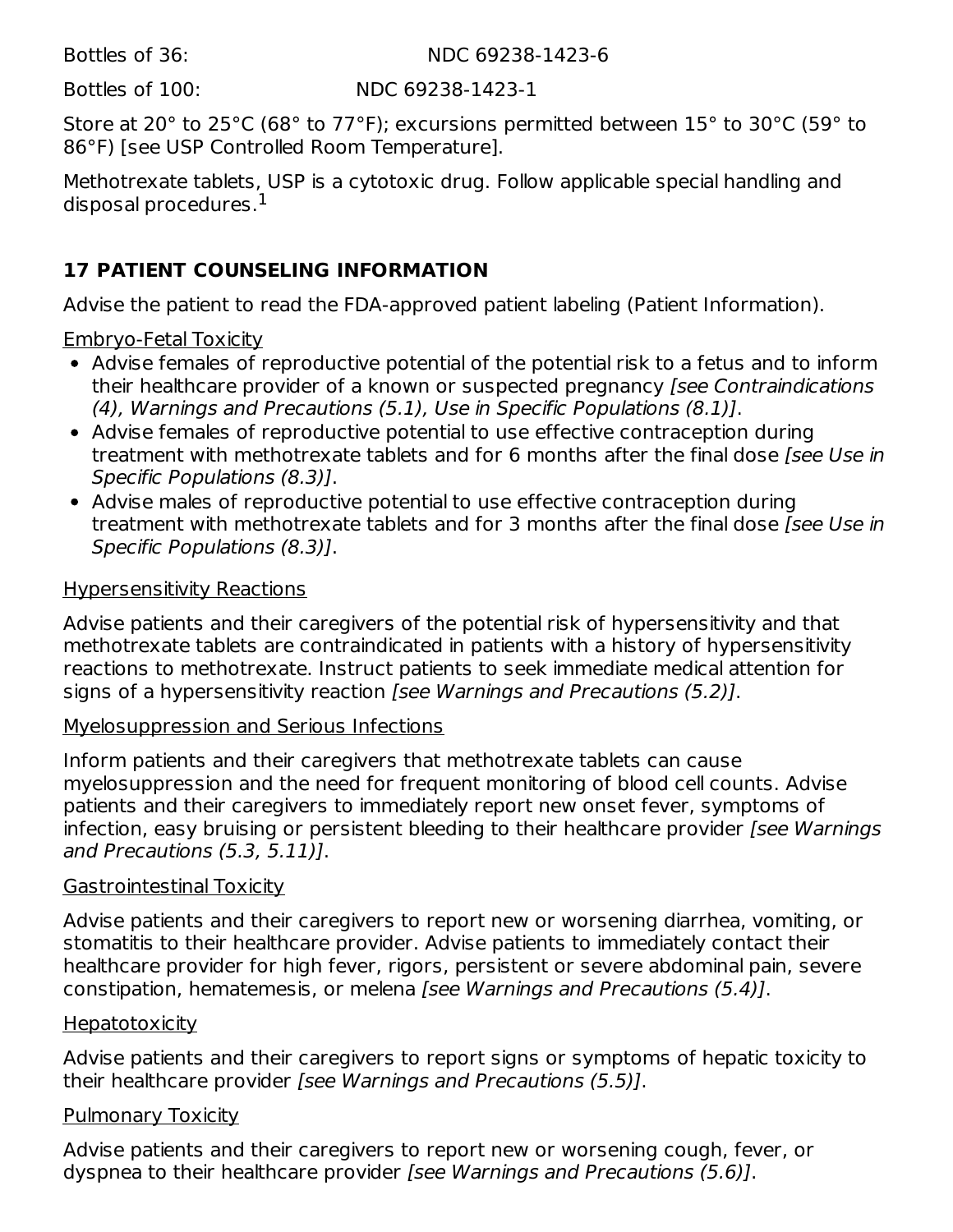Bottles of 36: NDC 69238-1423-6

Bottles of 100: NDC 69238-1423-1

Store at 20° to 25°C (68° to 77°F); excursions permitted between 15° to 30°C (59° to 86°F) [see USP Controlled Room Temperature].

Methotrexate tablets, USP is a cytotoxic drug. Follow applicable special handling and disposal procedures.[1]

## 17 PATIENT COUNSELING INFORMATION

Advise the patient to read the FDA-approved patient labeling (Patient Information).

Embryo-Fetal Toxicity

- Advise females of reproductive potential of the potential risk to a fetus and to inform their healthcare provider of a known or suspected pregnancy *[see Contraindications (4), Warnings and Precautions (5.1), Use in Specific Populations (8.1)]*.
- Advise females of reproductive potential to use effective contraception during treatment with methotrexate tablets and for 6 months after the final dose *[see Use in Specific Populations (8.3)]*.
- Advise males of reproductive potential to use effective contraception during treatment with methotrexate tablets and for 3 months after the final dose *[see Use in Specific Populations (8.3)]*.

Hypersensitivity Reactions

Advise patients and their caregivers of the potential risk of hypersensitivity and that methotrexate tablets are contraindicated in patients with a history of hypersensitivity reactions to methotrexate. Instruct patients to seek immediate medical attention for signs of a hypersensitivity reaction *[see Warnings and Precautions (5.2)]*.

Myelosuppression and Serious Infections

Inform patients and their caregivers that methotrexate tablets can cause myelosuppression and the need for frequent monitoring of blood cell counts. Advise patients and their caregivers to immediately report new onset fever, symptoms of infection, easy bruising or persistent bleeding to their healthcare provider *[see Warnings and Precautions (5.3, 5.11)]*.

Gastrointestinal Toxicity

Advise patients and their caregivers to report new or worsening diarrhea, vomiting, or stomatitis to their healthcare provider. Advise patients to immediately contact their healthcare provider for high fever, rigors, persistent or severe abdominal pain, severe constipation, hematemesis, or melena *[see Warnings and Precautions (5.4)]*.

Hepatotoxicity

Advise patients and their caregivers to report signs or symptoms of hepatic toxicity to their healthcare provider *[see Warnings and Precautions (5.5)]*.

Pulmonary Toxicity

Advise patients and their caregivers to report new or worsening cough, fever, or dyspnea to their healthcare provider *[see Warnings and Precautions (5.6)]*.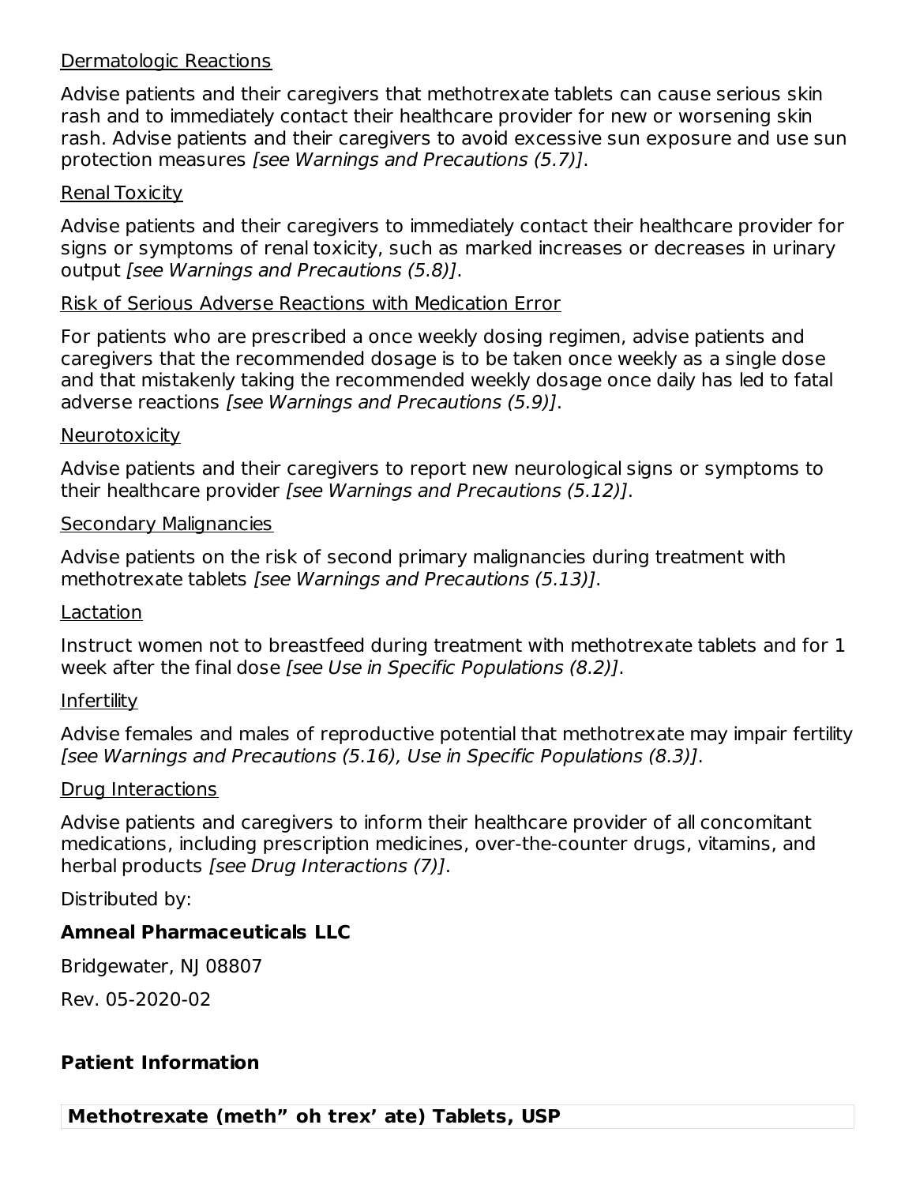Dermatologic Reactions

Advise patients and their caregivers that methotrexate tablets can cause serious skin rash and to immediately contact their healthcare provider for new or worsening skin rash. Advise patients and their caregivers to avoid excessive sun exposure and use sun protection measures *[see Warnings and Precautions (5.7)]*.

Renal Toxicity

Advise patients and their caregivers to immediately contact their healthcare provider for signs or symptoms of renal toxicity, such as marked increases or decreases in urinary output *[see Warnings and Precautions (5.8)]*.

Risk of Serious Adverse Reactions with Medication Error

For patients who are prescribed a once weekly dosing regimen, advise patients and caregivers that the recommended dosage is to be taken once weekly as a single dose and that mistakenly taking the recommended weekly dosage once daily has led to fatal adverse reactions *[see Warnings and Precautions (5.9)]*.

Neurotoxicity

Advise patients and their caregivers to report new neurological signs or symptoms to their healthcare provider *[see Warnings and Precautions (5.12)]*.

Secondary Malignancies

Advise patients on the risk of second primary malignancies during treatment with methotrexate tablets *[see Warnings and Precautions (5.13)]*.

Lactation

Instruct women not to breastfeed during treatment with methotrexate tablets and for 1 week after the final dose *[see Use in Specific Populations (8.2)]*.

Infertility

Advise females and males of reproductive potential that methotrexate may impair fertility *[see Warnings and Precautions (5.16), Use in Specific Populations (8.3)]*.

Drug Interactions

Advise patients and caregivers to inform their healthcare provider of all concomitant medications, including prescription medicines, over-the-counter drugs, vitamins, and herbal products *[see Drug Interactions (7)]*.

Distributed by:

**Amneal Pharmaceuticals LLC**

Bridgewater, NJ 08807

Rev. 05-2020-02

**Patient Information**

| **Methotrexate (meth” oh trex’ ate) Tablets, USP** |
| --- |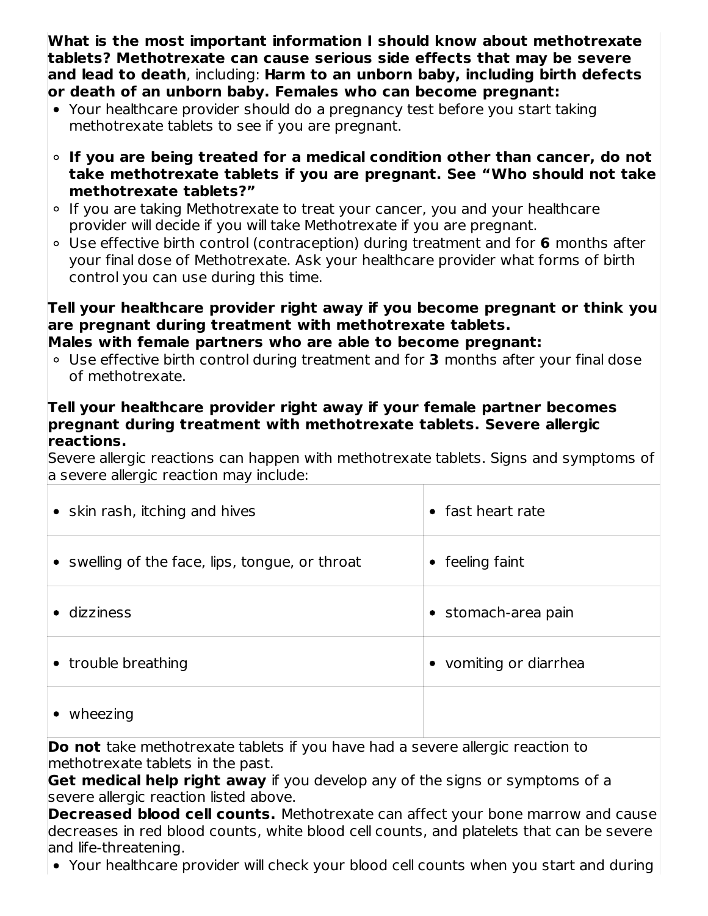**What is the most important information I should know about methotrexate tablets? Methotrexate can cause serious side effects that may be severe and lead to death**, including: **Harm to an unborn baby, including birth defects or death of an unborn baby. Females who can become pregnant:**

- Your healthcare provider should do a pregnancy test before you start taking methotrexate tablets to see if you are pregnant.
  - **If you are being treated for a medical condition other than cancer, do not take methotrexate tablets if you are pregnant. See "Who should not take methotrexate tablets?"**
  - If you are taking Methotrexate to treat your cancer, you and your healthcare provider will decide if you will take Methotrexate if you are pregnant.
  - Use effective birth control (contraception) during treatment and for **6** months after your final dose of Methotrexate. Ask your healthcare provider what forms of birth control you can use during this time.

**Tell your healthcare provider right away if you become pregnant or think you are pregnant during treatment with methotrexate tablets.**
**Males with female partners who are able to become pregnant:**

- Use effective birth control during treatment and for **3** months after your final dose of methotrexate.

**Tell your healthcare provider right away if your female partner becomes pregnant during treatment with methotrexate tablets. Severe allergic reactions.**
Severe allergic reactions can happen with methotrexate tablets. Signs and symptoms of a severe allergic reaction may include:

| | |
|---|---|
| • skin rash, itching and hives | • fast heart rate |
| • swelling of the face, lips, tongue, or throat | • feeling faint |
| • dizziness | • stomach-area pain |
| • trouble breathing | • vomiting or diarrhea |
| • wheezing | |

**Do not** take methotrexate tablets if you have had a severe allergic reaction to methotrexate tablets in the past.
**Get medical help right away** if you develop any of the signs or symptoms of a severe allergic reaction listed above.
**Decreased blood cell counts.** Methotrexate can affect your bone marrow and cause decreases in red blood counts, white blood cell counts, and platelets that can be severe and life-threatening.

- Your healthcare provider will check your blood cell counts when you start and during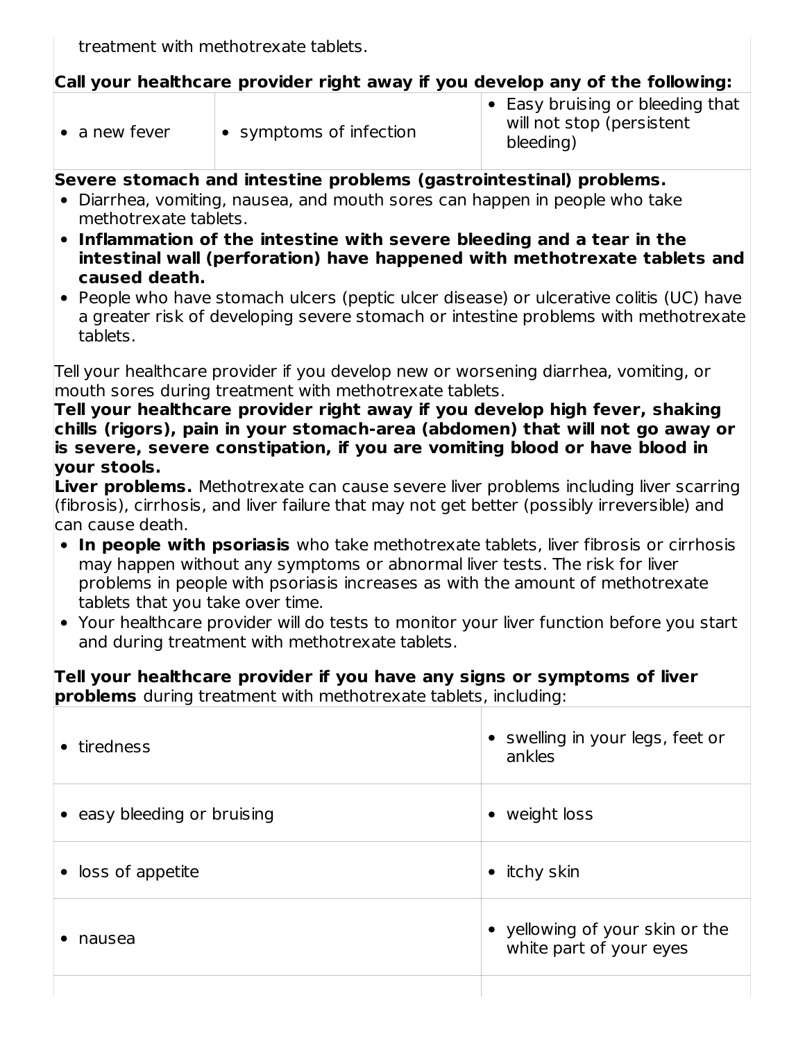treatment with methotrexate tablets.

**Call your healthcare provider right away if you develop any of the following:**

| • a new fever | • symptoms of infection | • Easy bruising or bleeding that will not stop (persistent bleeding) |
|---|---|---|

**Severe stomach and intestine problems (gastrointestinal) problems.**

- Diarrhea, vomiting, nausea, and mouth sores can happen in people who take methotrexate tablets.
- **Inflammation of the intestine with severe bleeding and a tear in the intestinal wall (perforation) have happened with methotrexate tablets and caused death.**
- People who have stomach ulcers (peptic ulcer disease) or ulcerative colitis (UC) have a greater risk of developing severe stomach or intestine problems with methotrexate tablets.

Tell your healthcare provider if you develop new or worsening diarrhea, vomiting, or mouth sores during treatment with methotrexate tablets.

**Tell your healthcare provider right away if you develop high fever, shaking chills (rigors), pain in your stomach-area (abdomen) that will not go away or is severe, severe constipation, if you are vomiting blood or have blood in your stools.**

**Liver problems.** Methotrexate can cause severe liver problems including liver scarring (fibrosis), cirrhosis, and liver failure that may not get better (possibly irreversible) and can cause death.

- **In people with psoriasis** who take methotrexate tablets, liver fibrosis or cirrhosis may happen without any symptoms or abnormal liver tests. The risk for liver problems in people with psoriasis increases as with the amount of methotrexate tablets that you take over time.
- Your healthcare provider will do tests to monitor your liver function before you start and during treatment with methotrexate tablets.

**Tell your healthcare provider if you have any signs or symptoms of liver problems** during treatment with methotrexate tablets, including:

| | |
|---|---|
| • tiredness | • swelling in your legs, feet or ankles |
| • easy bleeding or bruising | • weight loss |
| • loss of appetite | • itchy skin |
| • nausea | • yellowing of your skin or the white part of your eyes |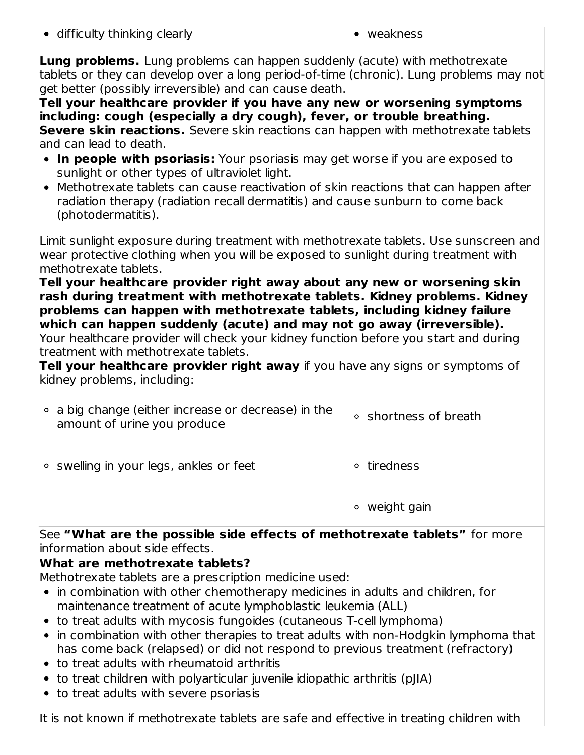| • difficulty thinking clearly | • weakness |
|---|---|

**Lung problems.** Lung problems can happen suddenly (acute) with methotrexate tablets or they can develop over a long period-of-time (chronic). Lung problems may not get better (possibly irreversible) and can cause death.

**Tell your healthcare provider if you have any new or worsening symptoms including: cough (especially a dry cough), fever, or trouble breathing.**

**Severe skin reactions.** Severe skin reactions can happen with methotrexate tablets and can lead to death.

- **In people with psoriasis:** Your psoriasis may get worse if you are exposed to sunlight or other types of ultraviolet light.
- Methotrexate tablets can cause reactivation of skin reactions that can happen after radiation therapy (radiation recall dermatitis) and cause sunburn to come back (photodermatitis).

Limit sunlight exposure during treatment with methotrexate tablets. Use sunscreen and wear protective clothing when you will be exposed to sunlight during treatment with methotrexate tablets.

**Tell your healthcare provider right away about any new or worsening skin rash during treatment with methotrexate tablets. Kidney problems. Kidney problems can happen with methotrexate tablets, including kidney failure which can happen suddenly (acute) and may not go away (irreversible).**

Your healthcare provider will check your kidney function before you start and during treatment with methotrexate tablets.

**Tell your healthcare provider right away** if you have any signs or symptoms of kidney problems, including:

| ◦ a big change (either increase or decrease) in the amount of urine you produce | ◦ shortness of breath |
|---|---|
| ◦ swelling in your legs, ankles or feet | ◦ tiredness |
| | ◦ weight gain |

See **"What are the possible side effects of methotrexate tablets"** for more information about side effects.

**What are methotrexate tablets?**

Methotrexate tablets are a prescription medicine used:

- in combination with other chemotherapy medicines in adults and children, for maintenance treatment of acute lymphoblastic leukemia (ALL)
- to treat adults with mycosis fungoides (cutaneous T-cell lymphoma)
- in combination with other therapies to treat adults with non-Hodgkin lymphoma that has come back (relapsed) or did not respond to previous treatment (refractory)
- to treat adults with rheumatoid arthritis
- to treat children with polyarticular juvenile idiopathic arthritis (pJIA)
- to treat adults with severe psoriasis

It is not known if methotrexate tablets are safe and effective in treating children with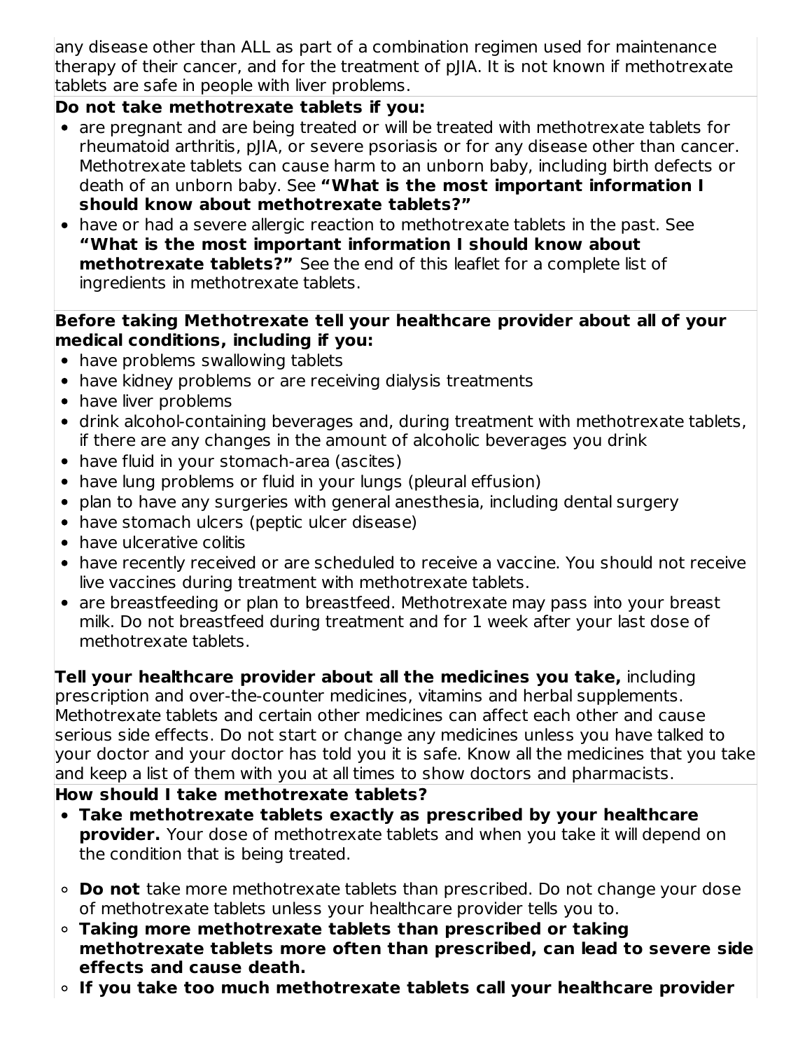any disease other than ALL as part of a combination regimen used for maintenance therapy of their cancer, and for the treatment of pJIA. It is not known if methotrexate tablets are safe in people with liver problems.

**Do not take methotrexate tablets if you:**

- are pregnant and are being treated or will be treated with methotrexate tablets for rheumatoid arthritis, pJIA, or severe psoriasis or for any disease other than cancer. Methotrexate tablets can cause harm to an unborn baby, including birth defects or death of an unborn baby. See **"What is the most important information I should know about methotrexate tablets?"**
- have or had a severe allergic reaction to methotrexate tablets in the past. See **"What is the most important information I should know about methotrexate tablets?"** See the end of this leaflet for a complete list of ingredients in methotrexate tablets.

**Before taking Methotrexate tell your healthcare provider about all of your medical conditions, including if you:**

- have problems swallowing tablets
- have kidney problems or are receiving dialysis treatments
- have liver problems
- drink alcohol-containing beverages and, during treatment with methotrexate tablets, if there are any changes in the amount of alcoholic beverages you drink
- have fluid in your stomach-area (ascites)
- have lung problems or fluid in your lungs (pleural effusion)
- plan to have any surgeries with general anesthesia, including dental surgery
- have stomach ulcers (peptic ulcer disease)
- have ulcerative colitis
- have recently received or are scheduled to receive a vaccine. You should not receive live vaccines during treatment with methotrexate tablets.
- are breastfeeding or plan to breastfeed. Methotrexate may pass into your breast milk. Do not breastfeed during treatment and for 1 week after your last dose of methotrexate tablets.

**Tell your healthcare provider about all the medicines you take,** including prescription and over-the-counter medicines, vitamins and herbal supplements. Methotrexate tablets and certain other medicines can affect each other and cause serious side effects. Do not start or change any medicines unless you have talked to your doctor and your doctor has told you it is safe. Know all the medicines that you take and keep a list of them with you at all times to show doctors and pharmacists.

**How should I take methotrexate tablets?**

- **Take methotrexate tablets exactly as prescribed by your healthcare provider.** Your dose of methotrexate tablets and when you take it will depend on the condition that is being treated.
  - **Do not** take more methotrexate tablets than prescribed. Do not change your dose of methotrexate tablets unless your healthcare provider tells you to.
  - **Taking more methotrexate tablets than prescribed or taking methotrexate tablets more often than prescribed, can lead to severe side effects and cause death.**
  - **If you take too much methotrexate tablets call your healthcare provider**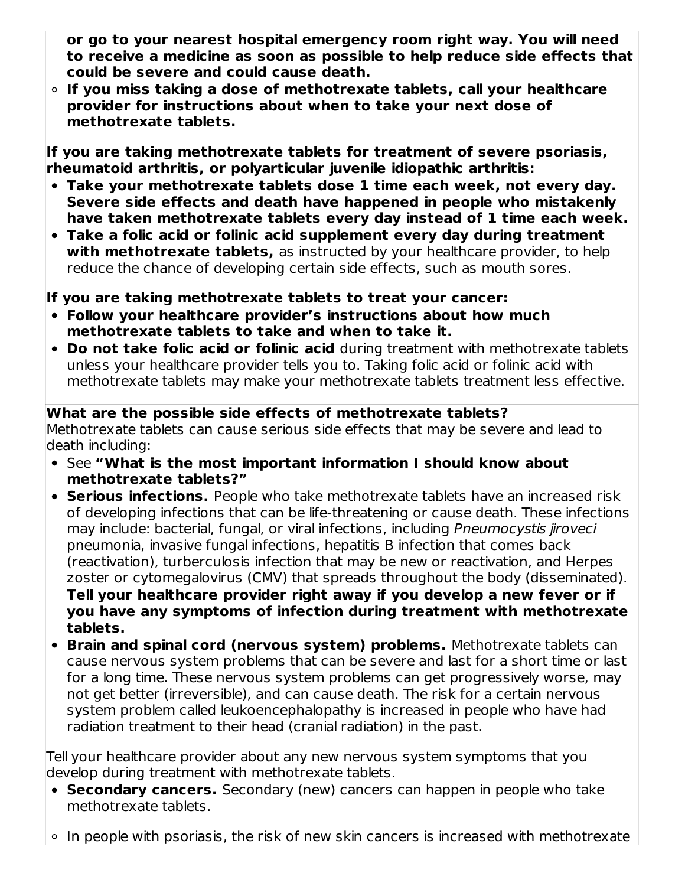**or go to your nearest hospital emergency room right way. You will need to receive a medicine as soon as possible to help reduce side effects that could be severe and could cause death.**

- **If you miss taking a dose of methotrexate tablets, call your healthcare provider for instructions about when to take your next dose of methotrexate tablets.**

**If you are taking methotrexate tablets for treatment of severe psoriasis, rheumatoid arthritis, or polyarticular juvenile idiopathic arthritis:**

- **Take your methotrexate tablets dose 1 time each week, not every day. Severe side effects and death have happened in people who mistakenly have taken methotrexate tablets every day instead of 1 time each week.**
- **Take a folic acid or folinic acid supplement every day during treatment with methotrexate tablets,** as instructed by your healthcare provider, to help reduce the chance of developing certain side effects, such as mouth sores.

**If you are taking methotrexate tablets to treat your cancer:**

- **Follow your healthcare provider's instructions about how much methotrexate tablets to take and when to take it.**
- **Do not take folic acid or folinic acid** during treatment with methotrexate tablets unless your healthcare provider tells you to. Taking folic acid or folinic acid with methotrexate tablets may make your methotrexate tablets treatment less effective.

**What are the possible side effects of methotrexate tablets?**

Methotrexate tablets can cause serious side effects that may be severe and lead to death including:

- See **"What is the most important information I should know about methotrexate tablets?"**
- **Serious infections.** People who take methotrexate tablets have an increased risk of developing infections that can be life-threatening or cause death. These infections may include: bacterial, fungal, or viral infections, including *Pneumocystis jiroveci* pneumonia, invasive fungal infections, hepatitis B infection that comes back (reactivation), turberculosis infection that may be new or reactivation, and Herpes zoster or cytomegalovirus (CMV) that spreads throughout the body (disseminated). **Tell your healthcare provider right away if you develop a new fever or if you have any symptoms of infection during treatment with methotrexate tablets.**
- **Brain and spinal cord (nervous system) problems.** Methotrexate tablets can cause nervous system problems that can be severe and last for a short time or last for a long time. These nervous system problems can get progressively worse, may not get better (irreversible), and can cause death. The risk for a certain nervous system problem called leukoencephalopathy is increased in people who have had radiation treatment to their head (cranial radiation) in the past.

Tell your healthcare provider about any new nervous system symptoms that you develop during treatment with methotrexate tablets.

- **Secondary cancers.** Secondary (new) cancers can happen in people who take methotrexate tablets.
  - In people with psoriasis, the risk of new skin cancers is increased with methotrexate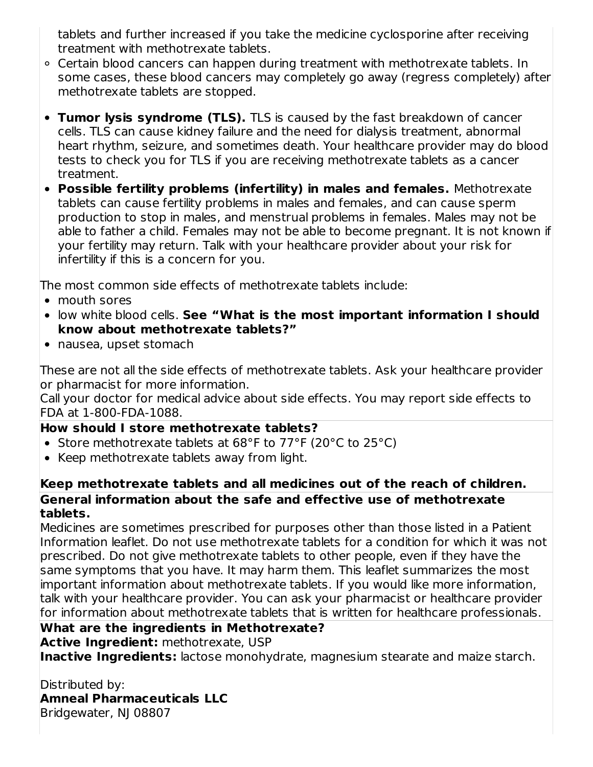tablets and further increased if you take the medicine cyclosporine after receiving treatment with methotrexate tablets.
  - Certain blood cancers can happen during treatment with methotrexate tablets. In some cases, these blood cancers may completely go away (regress completely) after methotrexate tablets are stopped.

- **Tumor lysis syndrome (TLS).** TLS is caused by the fast breakdown of cancer cells. TLS can cause kidney failure and the need for dialysis treatment, abnormal heart rhythm, seizure, and sometimes death. Your healthcare provider may do blood tests to check you for TLS if you are receiving methotrexate tablets as a cancer treatment.
- **Possible fertility problems (infertility) in males and females.** Methotrexate tablets can cause fertility problems in males and females, and can cause sperm production to stop in males, and menstrual problems in females. Males may not be able to father a child. Females may not be able to become pregnant. It is not known if your fertility may return. Talk with your healthcare provider about your risk for infertility if this is a concern for you.

The most common side effects of methotrexate tablets include:

- mouth sores
- low white blood cells. **See "What is the most important information I should know about methotrexate tablets?"**
- nausea, upset stomach

These are not all the side effects of methotrexate tablets. Ask your healthcare provider or pharmacist for more information.
Call your doctor for medical advice about side effects. You may report side effects to FDA at 1-800-FDA-1088.

**How should I store methotrexate tablets?**

- Store methotrexate tablets at 68°F to 77°F (20°C to 25°C)
- Keep methotrexate tablets away from light.

**Keep methotrexate tablets and all medicines out of the reach of children.**

**General information about the safe and effective use of methotrexate tablets.**

Medicines are sometimes prescribed for purposes other than those listed in a Patient Information leaflet. Do not use methotrexate tablets for a condition for which it was not prescribed. Do not give methotrexate tablets to other people, even if they have the same symptoms that you have. It may harm them. This leaflet summarizes the most important information about methotrexate tablets. If you would like more information, talk with your healthcare provider. You can ask your pharmacist or healthcare provider for information about methotrexate tablets that is written for healthcare professionals.

**What are the ingredients in Methotrexate?**

**Active Ingredient:** methotrexate, USP

**Inactive Ingredients:** lactose monohydrate, magnesium stearate and maize starch.

Distributed by:
**Amneal Pharmaceuticals LLC**
Bridgewater, NJ 08807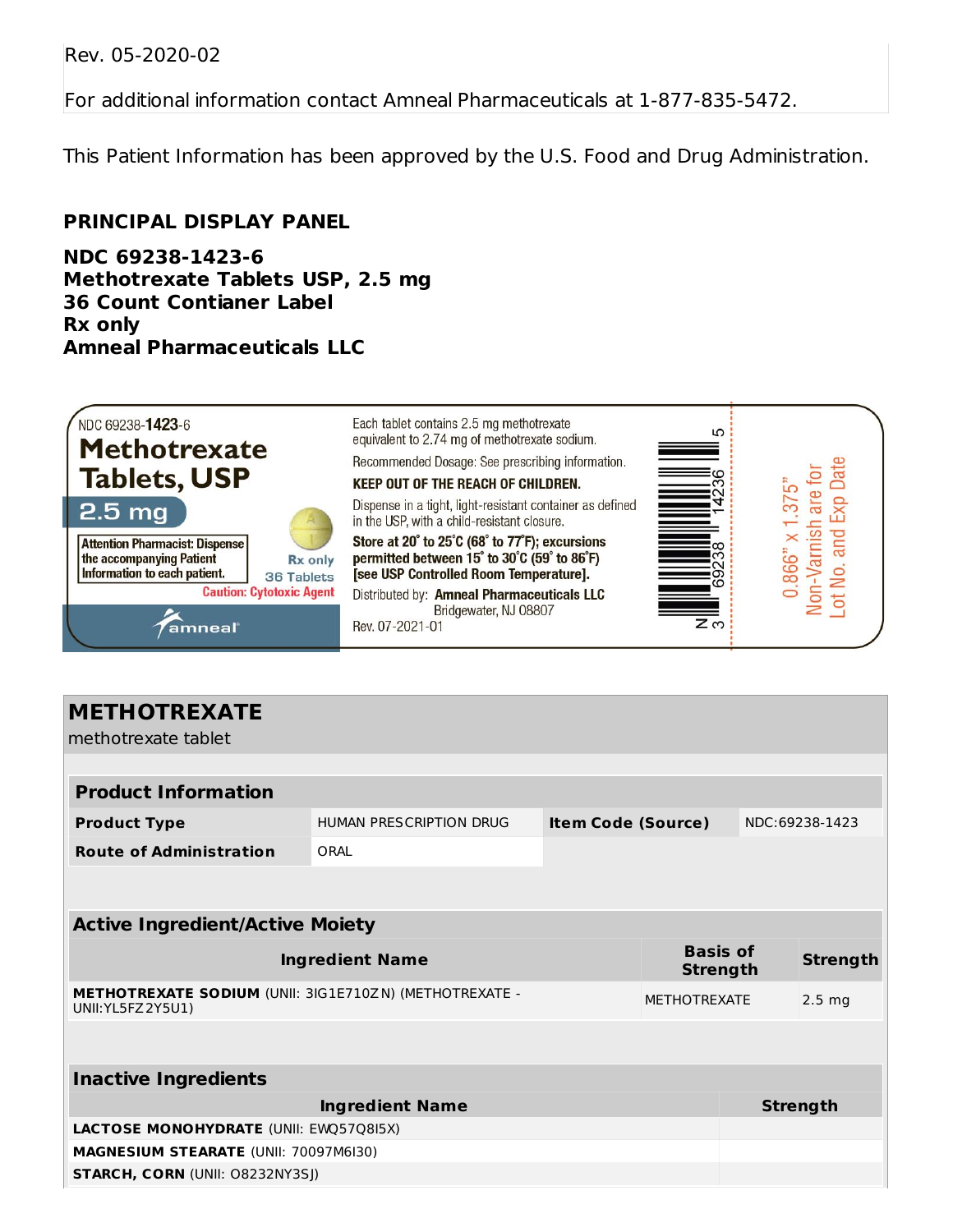Rev. 05-2020-02

For additional information contact Amneal Pharmaceuticals at 1-877-835-5472.

This Patient Information has been approved by the U.S. Food and Drug Administration.

## PRINCIPAL DISPLAY PANEL

**NDC 69238-1423-6**
**Methotrexate Tablets USP, 2.5 mg**
**36 Count Contianer Label**
**Rx only**
**Amneal Pharmaceuticals LLC**

NDC 69238-**1423**-6
**Methotrexate Tablets, USP**
**2.5 mg**

Attention Pharmacist: Dispense the accompanying Patient Information to each patient.

Rx only
36 Tablets
Caution: Cytotoxic Agent

amneal

Each tablet contains 2.5 mg methotrexate equivalent to 2.74 mg of methotrexate sodium.

Recommended Dosage: See prescribing information.

**KEEP OUT OF THE REACH OF CHILDREN.**

Dispense in a tight, light-resistant container as defined in the USP, with a child-resistant closure.

**Store at 20° to 25°C (68° to 77°F); excursions permitted between 15° to 30°C (59° to 86°F) [see USP Controlled Room Temperature].**

Distributed by: **Amneal Pharmaceuticals LLC**
Bridgewater, NJ 08807

Rev. 07-2021-01

N 3 69238 14236 5

0.866" x 1.375"
Non-Varnish are for Lot No. and Exp Date

## METHOTREXATE
methotrexate tablet

| **Product Information** | | | |
|---|---|---|---|
| **Product Type** | HUMAN PRESCRIPTION DRUG | **Item Code (Source)** | NDC:69238-1423 |
| **Route of Administration** | ORAL | | |

| **Active Ingredient/Active Moiety** | | |
|---|---|---|
| **Ingredient Name** | **Basis of Strength** | **Strength** |
| **METHOTREXATE SODIUM** (UNII: 3IG1E710ZN) (METHOTREXATE - UNII:YL5FZ2Y5U1) | METHOTREXATE | 2.5 mg |

| **Inactive Ingredients** | |
|---|---|
| **Ingredient Name** | **Strength** |
| **LACTOSE MONOHYDRATE** (UNII: EWQ57Q8I5X) | |
| **MAGNESIUM STEARATE** (UNII: 70097M6I30) | |
| **STARCH, CORN** (UNII: O8232NY3SJ) | |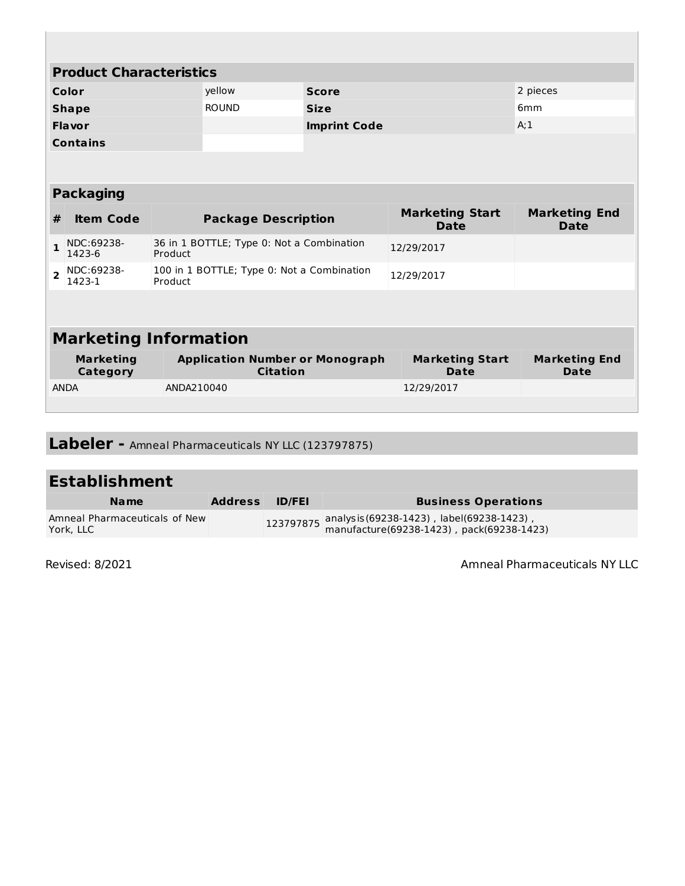## Product Characteristics

| | | | |
|---|---|---|---|
| **Color** | yellow | **Score** | 2 pieces |
| **Shape** | ROUND | **Size** | 6mm |
| **Flavor** | | **Imprint Code** | A;1 |
| **Contains** | | | |

## Packaging

| # | Item Code | Package Description | Marketing Start Date | Marketing End Date |
|---|---|---|---|---|
| 1 | NDC:69238-1423-6 | 36 in 1 BOTTLE; Type 0: Not a Combination Product | 12/29/2017 | |
| 2 | NDC:69238-1423-1 | 100 in 1 BOTTLE; Type 0: Not a Combination Product | 12/29/2017 | |

## Marketing Information

| Marketing Category | Application Number or Monograph Citation | Marketing Start Date | Marketing End Date |
|---|---|---|---|
| ANDA | ANDA210040 | 12/29/2017 | |

## Labeler - Amneal Pharmaceuticals NY LLC (123797875)

## Establishment

| Name | Address | ID/FEI | Business Operations |
|---|---|---|---|
| Amneal Pharmaceuticals of New York, LLC | | 123797875 | analysis(69238-1423) , label(69238-1423) , manufacture(69238-1423) , pack(69238-1423) |

Revised: 8/2021

Amneal Pharmaceuticals NY LLC